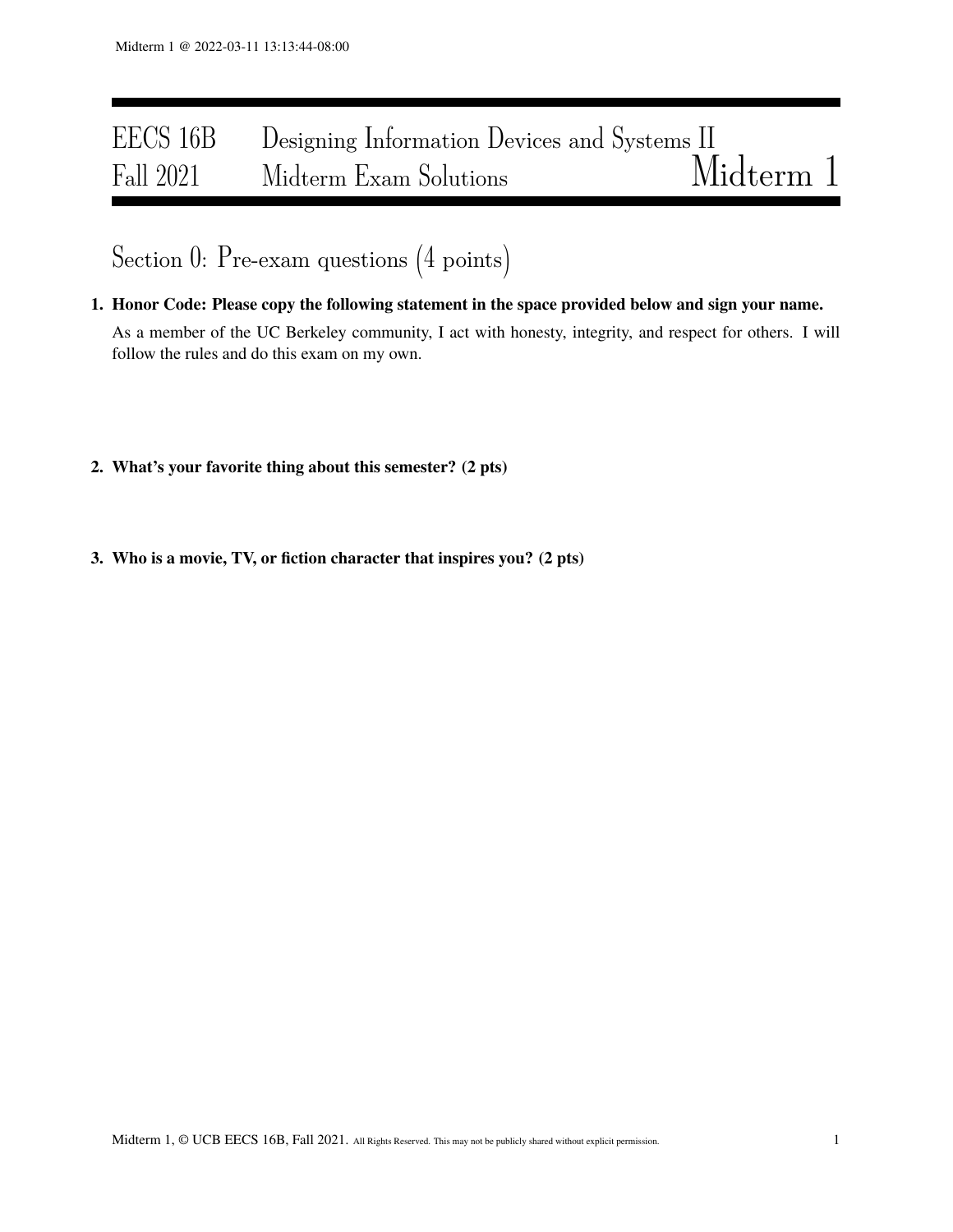# EECS 16B Designing Information Devices and Systems II
# Fall 2021 Midterm Exam Solutions — Midterm 1

## Section 0: Pre-exam questions (4 points)

**1. Honor Code: Please copy the following statement in the space provided below and sign your name.**

As a member of the UC Berkeley community, I act with honesty, integrity, and respect for others. I will follow the rules and do this exam on my own.

**2. What's your favorite thing about this semester? (2 pts)**

**3. Who is a movie, TV, or fiction character that inspires you? (2 pts)**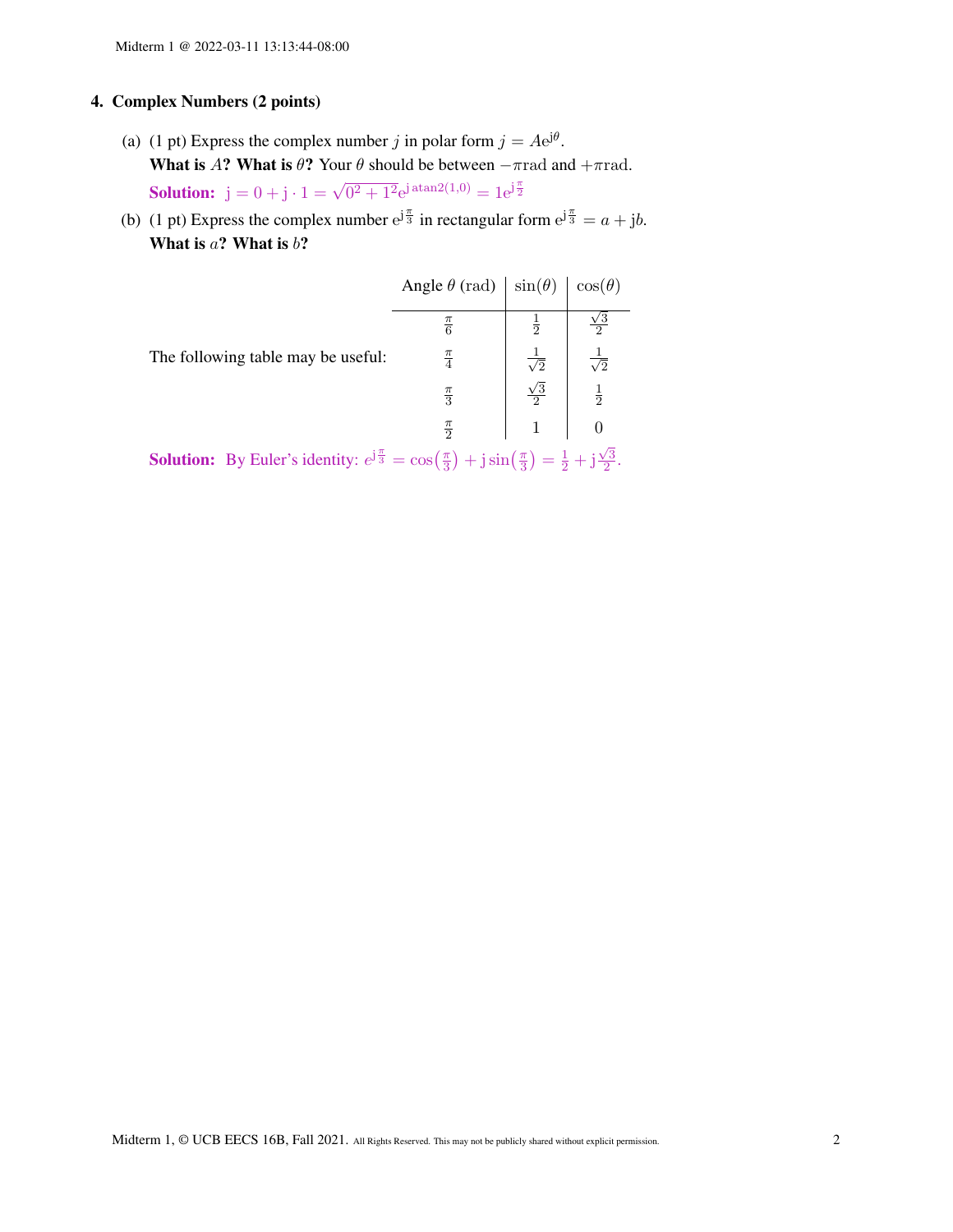## 4. Complex Numbers (2 points)

(a) (1 pt) Express the complex number $j$ in polar form $j = Ae^{j\theta}$.

**What is $A$? What is $\theta$?** Your $\theta$ should be between $-\pi\text{rad}$ and $+\pi\text{rad}$.

**Solution:** $\mathrm{j} = 0 + \mathrm{j} \cdot 1 = \sqrt{0^2 + 1^2} e^{\mathrm{j}\,\mathrm{atan2}(1,0)} = 1e^{\mathrm{j}\frac{\pi}{2}}$

(b) (1 pt) Express the complex number $e^{\mathrm{j}\frac{\pi}{3}}$ in rectangular form $e^{\mathrm{j}\frac{\pi}{3}} = a + \mathrm{j}b$.

**What is $a$? What is $b$?**

The following table may be useful:

| Angle $\theta$ (rad) | $\sin(\theta)$ | $\cos(\theta)$ |
|---|---|---|
| $\frac{\pi}{6}$ | $\frac{1}{2}$ | $\frac{\sqrt{3}}{2}$ |
| $\frac{\pi}{4}$ | $\frac{1}{\sqrt{2}}$ | $\frac{1}{\sqrt{2}}$ |
| $\frac{\pi}{3}$ | $\frac{\sqrt{3}}{2}$ | $\frac{1}{2}$ |
| $\frac{\pi}{2}$ | 1 | 0 |

**Solution:** By Euler's identity: $e^{\mathrm{j}\frac{\pi}{3}} = \cos\left(\frac{\pi}{3}\right) + \mathrm{j}\sin\left(\frac{\pi}{3}\right) = \frac{1}{2} + \mathrm{j}\frac{\sqrt{3}}{2}$.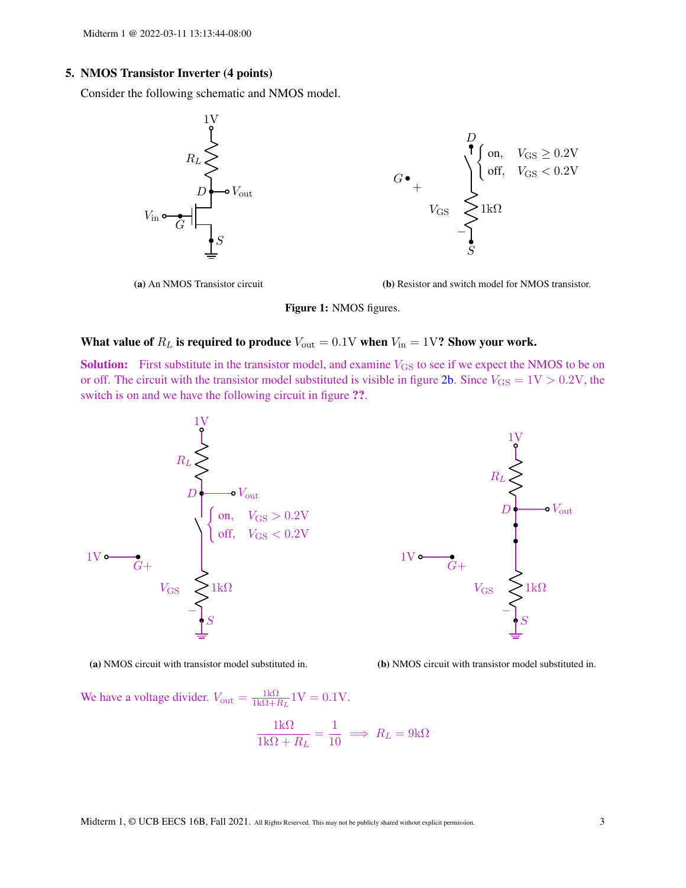## 5. NMOS Transistor Inverter (4 points)

Consider the following schematic and NMOS model.

**(a)** An NMOS Transistor circuit

**(b)** Resistor and switch model for NMOS transistor.

**Figure 1:** NMOS figures.

**What value of $R_L$ is required to produce $V_{\text{out}} = 0.1\text{V}$ when $V_{\text{in}} = 1\text{V}$? Show your work.**

**Solution:** First substitute in the transistor model, and examine $V_{\text{GS}}$ to see if we expect the NMOS to be on or off. The circuit with the transistor model substituted is visible in figure 2b. Since $V_{\text{GS}} = 1\text{V} > 0.2\text{V}$, the switch is on and we have the following circuit in figure **??**.

**(a)** NMOS circuit with transistor model substituted in.

**(b)** NMOS circuit with transistor model substituted in.

We have a voltage divider. $V_{\text{out}} = \frac{1\text{k}\Omega}{1\text{k}\Omega + R_L} 1\text{V} = 0.1\text{V}$.

$$\frac{1\text{k}\Omega}{1\text{k}\Omega + R_L} = \frac{1}{10} \implies R_L = 9\text{k}\Omega$$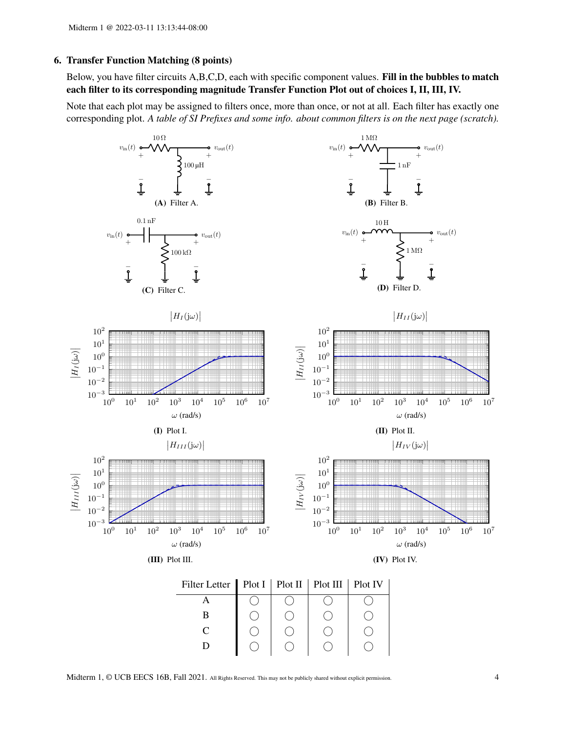### 6. Transfer Function Matching (8 points)

Below, you have filter circuits A,B,C,D, each with specific component values. **Fill in the bubbles to match each filter to its corresponding magnitude Transfer Function Plot out of choices I, II, III, IV.**

Note that each plot may be assigned to filters once, more than once, or not at all. Each filter has exactly one corresponding plot. *A table of SI Prefixes and some info. about common filters is on the next page (scratch).*

$v_{\text{in}}(t)$ — $10\,\Omega$ — $v_{\text{out}}(t)$, $100\,\mu\text{H}$

**(A)** Filter A.

$v_{\text{in}}(t)$ — $1\,\text{M}\Omega$ — $v_{\text{out}}(t)$, $1\,\text{nF}$

**(B)** Filter B.

$v_{\text{in}}(t)$ — $0.1\,\text{nF}$ — $v_{\text{out}}(t)$, $100\,\text{k}\Omega$

**(C)** Filter C.

$v_{\text{in}}(t)$ — $10\,\text{H}$ — $v_{\text{out}}(t)$, $1\,\text{M}\Omega$

**(D)** Filter D.

$|H_I(j\omega)|$

**(I)** Plot I.

$|H_{II}(j\omega)|$

**(II)** Plot II.

$|H_{III}(j\omega)|$

**(III)** Plot III.

$|H_{IV}(j\omega)|$

**(IV)** Plot IV.

| Filter Letter | Plot I | Plot II | Plot III | Plot IV |
|---|---|---|---|---|
| A | ◯ | ◯ | ◯ | ◯ |
| B | ◯ | ◯ | ◯ | ◯ |
| C | ◯ | ◯ | ◯ | ◯ |
| D | ◯ | ◯ | ◯ | ◯ |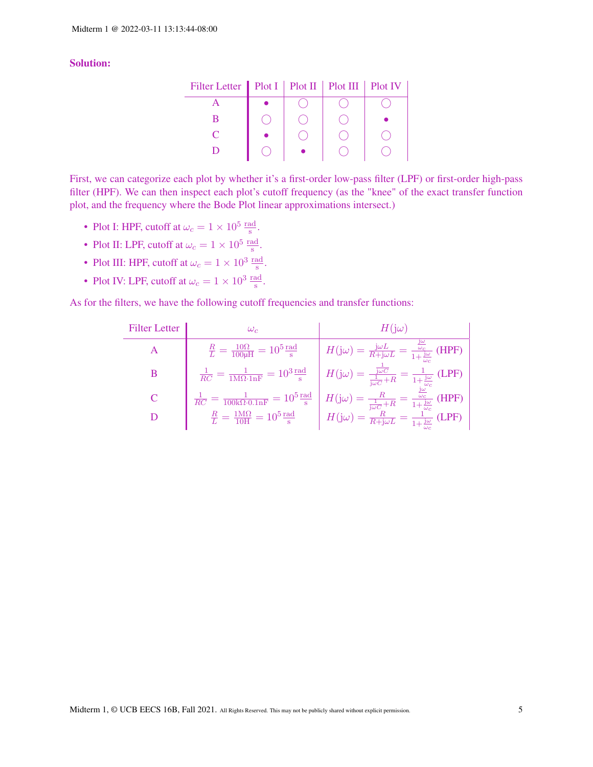**Solution:**

| Filter Letter | Plot I | Plot II | Plot III | Plot IV |
|---|---|---|---|---|
| A | ● | ◯ | ◯ | ◯ |
| B | ◯ | ◯ | ◯ | ● |
| C | ● | ◯ | ◯ | ◯ |
| D | ◯ | ● | ◯ | ◯ |

First, we can categorize each plot by whether it's a first-order low-pass filter (LPF) or first-order high-pass filter (HPF). We can then inspect each plot's cutoff frequency (as the "knee" of the exact transfer function plot, and the frequency where the Bode Plot linear approximations intersect.)

- Plot I: HPF, cutoff at $\omega_c = 1 \times 10^5 \frac{\text{rad}}{\text{s}}$.
- Plot II: LPF, cutoff at $\omega_c = 1 \times 10^5 \frac{\text{rad}}{\text{s}}$.
- Plot III: HPF, cutoff at $\omega_c = 1 \times 10^3 \frac{\text{rad}}{\text{s}}$.
- Plot IV: LPF, cutoff at $\omega_c = 1 \times 10^3 \frac{\text{rad}}{\text{s}}$.

As for the filters, we have the following cutoff frequencies and transfer functions:

| Filter Letter | $\omega_c$ | $H(\mathrm{j}\omega)$ |
|---|---|---|
| A | $\frac{R}{L} = \frac{10\Omega}{100\mu\text{H}} = 10^5 \frac{\text{rad}}{\text{s}}$ | $H(\mathrm{j}\omega) = \frac{\mathrm{j}\omega L}{R+\mathrm{j}\omega L} = \frac{\frac{\mathrm{j}\omega}{\omega_c}}{1+\frac{\mathrm{j}\omega}{\omega_c}}$ (HPF) |
| B | $\frac{1}{RC} = \frac{1}{1\text{M}\Omega \cdot 1\text{nF}} = 10^3 \frac{\text{rad}}{\text{s}}$ | $H(\mathrm{j}\omega) = \frac{\frac{1}{\mathrm{j}\omega C}}{\frac{1}{\mathrm{j}\omega C}+R} = \frac{1}{1+\frac{\mathrm{j}\omega}{\omega_c}}$ (LPF) |
| C | $\frac{1}{RC} = \frac{1}{100\text{k}\Omega \cdot 0.1\text{nF}} = 10^5 \frac{\text{rad}}{\text{s}}$ | $H(\mathrm{j}\omega) = \frac{R}{\frac{1}{\mathrm{j}\omega C}+R} = \frac{\frac{\mathrm{j}\omega}{\omega_c}}{1+\frac{\mathrm{j}\omega}{\omega_c}}$ (HPF) |
| D | $\frac{R}{L} = \frac{1\text{M}\Omega}{10\text{H}} = 10^5 \frac{\text{rad}}{\text{s}}$ | $H(\mathrm{j}\omega) = \frac{R}{R+\mathrm{j}\omega L} = \frac{1}{1+\frac{\mathrm{j}\omega}{\omega_c}}$ (LPF) |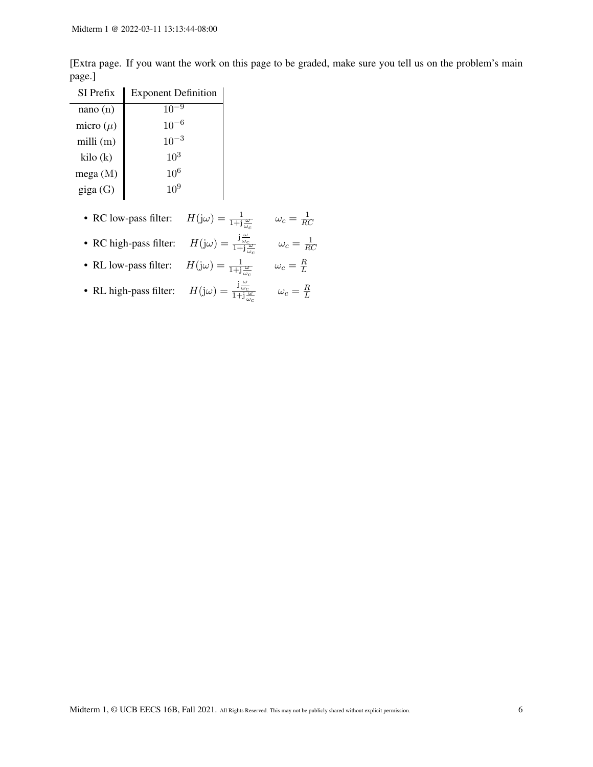[Extra page. If you want the work on this page to be graded, make sure you tell us on the problem's main page.]

| SI Prefix | Exponent Definition |
|---|---|
| nano (n) | $10^{-9}$ |
| micro ($\mu$) | $10^{-6}$ |
| milli (m) | $10^{-3}$ |
| kilo (k) | $10^{3}$ |
| mega (M) | $10^{6}$ |
| giga (G) | $10^{9}$ |

- RC low-pass filter: $H(\mathrm{j}\omega) = \frac{1}{1+\mathrm{j}\frac{\omega}{\omega_c}}$ $\qquad \omega_c = \frac{1}{RC}$
- RC high-pass filter: $H(\mathrm{j}\omega) = \frac{\mathrm{j}\frac{\omega}{\omega_c}}{1+\mathrm{j}\frac{\omega}{\omega_c}}$ $\qquad \omega_c = \frac{1}{RC}$
- RL low-pass filter: $H(\mathrm{j}\omega) = \frac{1}{1+\mathrm{j}\frac{\omega}{\omega_c}}$ $\qquad \omega_c = \frac{R}{L}$
- RL high-pass filter: $H(\mathrm{j}\omega) = \frac{\mathrm{j}\frac{\omega}{\omega_c}}{1+\mathrm{j}\frac{\omega}{\omega_c}}$ $\qquad \omega_c = \frac{R}{L}$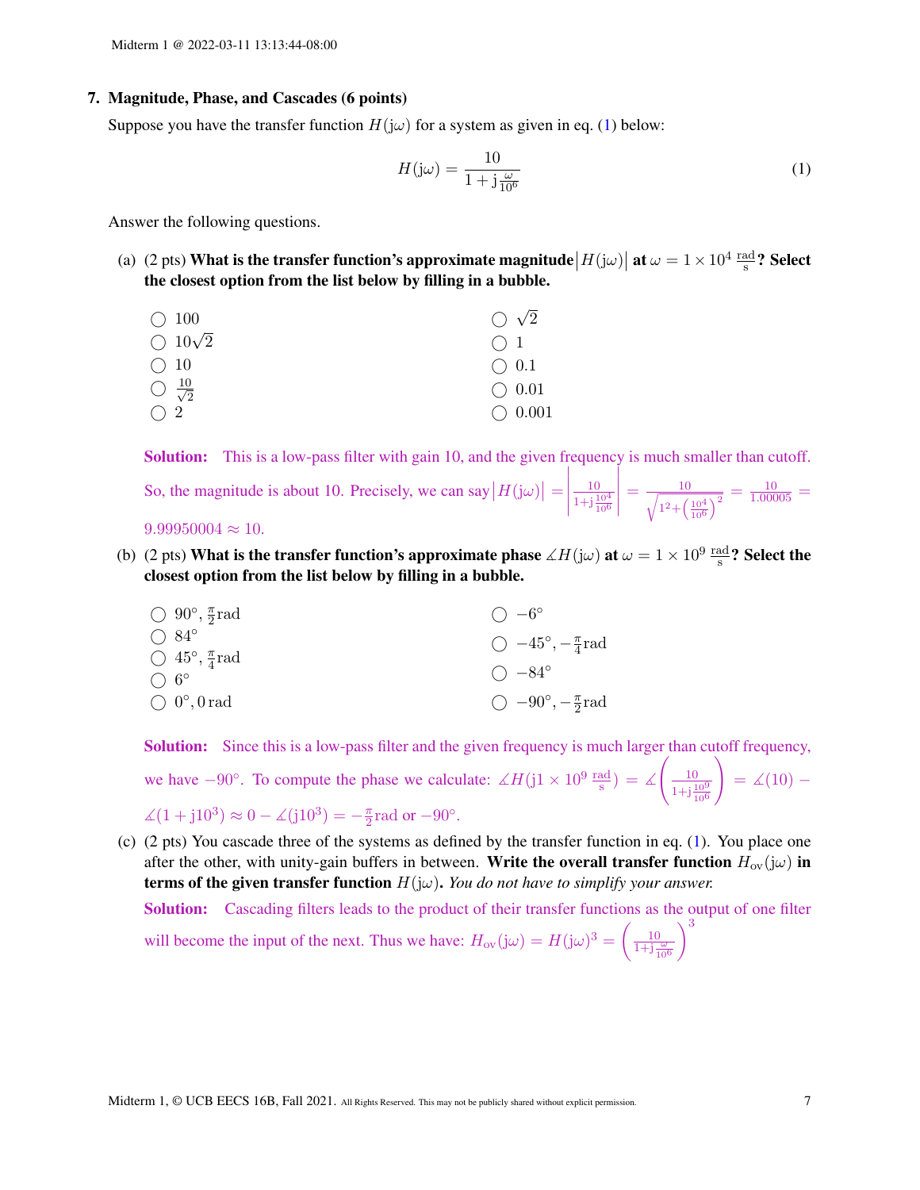## 7. Magnitude, Phase, and Cascades (6 points)

Suppose you have the transfer function $H(\mathrm{j}\omega)$ for a system as given in eq. (1) below:

$$H(\mathrm{j}\omega) = \frac{10}{1 + \mathrm{j}\frac{\omega}{10^6}} \tag{1}$$

Answer the following questions.

(a) (2 pts) **What is the transfer function's approximate magnitude $\left|H(\mathrm{j}\omega)\right|$ at $\omega = 1 \times 10^4 \, \frac{\mathrm{rad}}{\mathrm{s}}$? Select the closest option from the list below by filling in a bubble.**

- ◯ 100
- ◯ $10\sqrt{2}$
- ◯ 10
- ◯ $\frac{10}{\sqrt{2}}$
- ◯ 2
- ◯ $\sqrt{2}$
- ◯ 1
- ◯ 0.1
- ◯ 0.01
- ◯ 0.001

**Solution:** This is a low-pass filter with gain 10, and the given frequency is much smaller than cutoff. So, the magnitude is about 10. Precisely, we can say $\left|H(\mathrm{j}\omega)\right| = \left|\frac{10}{1+\mathrm{j}\frac{10^4}{10^6}}\right| = \frac{10}{\sqrt{1^2 + \left(\frac{10^4}{10^6}\right)^2}} = \frac{10}{1.00005} = 9.99950004 \approx 10$.

(b) (2 pts) **What is the transfer function's approximate phase $\measuredangle H(\mathrm{j}\omega)$ at $\omega = 1 \times 10^9 \, \frac{\mathrm{rad}}{\mathrm{s}}$? Select the closest option from the list below by filling in a bubble.**

- ◯ $90°, \frac{\pi}{2}\mathrm{rad}$
- ◯ $84°$
- ◯ $45°, \frac{\pi}{4}\mathrm{rad}$
- ◯ $6°$
- ◯ $0°, 0\,\mathrm{rad}$
- ◯ $-6°$
- ◯ $-45°, -\frac{\pi}{4}\mathrm{rad}$
- ◯ $-84°$
- ◯ $-90°, -\frac{\pi}{2}\mathrm{rad}$

**Solution:** Since this is a low-pass filter and the given frequency is much larger than cutoff frequency, we have $-90°$. To compute the phase we calculate: $\measuredangle H(\mathrm{j}1 \times 10^9 \, \frac{\mathrm{rad}}{\mathrm{s}}) = \measuredangle\left(\frac{10}{1+\mathrm{j}\frac{10^9}{10^6}}\right) = \measuredangle(10) - \measuredangle(1 + \mathrm{j}10^3) \approx 0 - \measuredangle(\mathrm{j}10^3) = -\frac{\pi}{2}\mathrm{rad}$ or $-90°$.

(c) (2 pts) You cascade three of the systems as defined by the transfer function in eq. (1). You place one after the other, with unity-gain buffers in between. **Write the overall transfer function $H_{\mathrm{ov}}(\mathrm{j}\omega)$ in terms of the given transfer function $H(\mathrm{j}\omega)$.** *You do not have to simplify your answer.*

**Solution:** Cascading filters leads to the product of their transfer functions as the output of one filter will become the input of the next. Thus we have: $H_{\mathrm{ov}}(\mathrm{j}\omega) = H(\mathrm{j}\omega)^3 = \left(\frac{10}{1+\mathrm{j}\frac{\omega}{10^6}}\right)^3$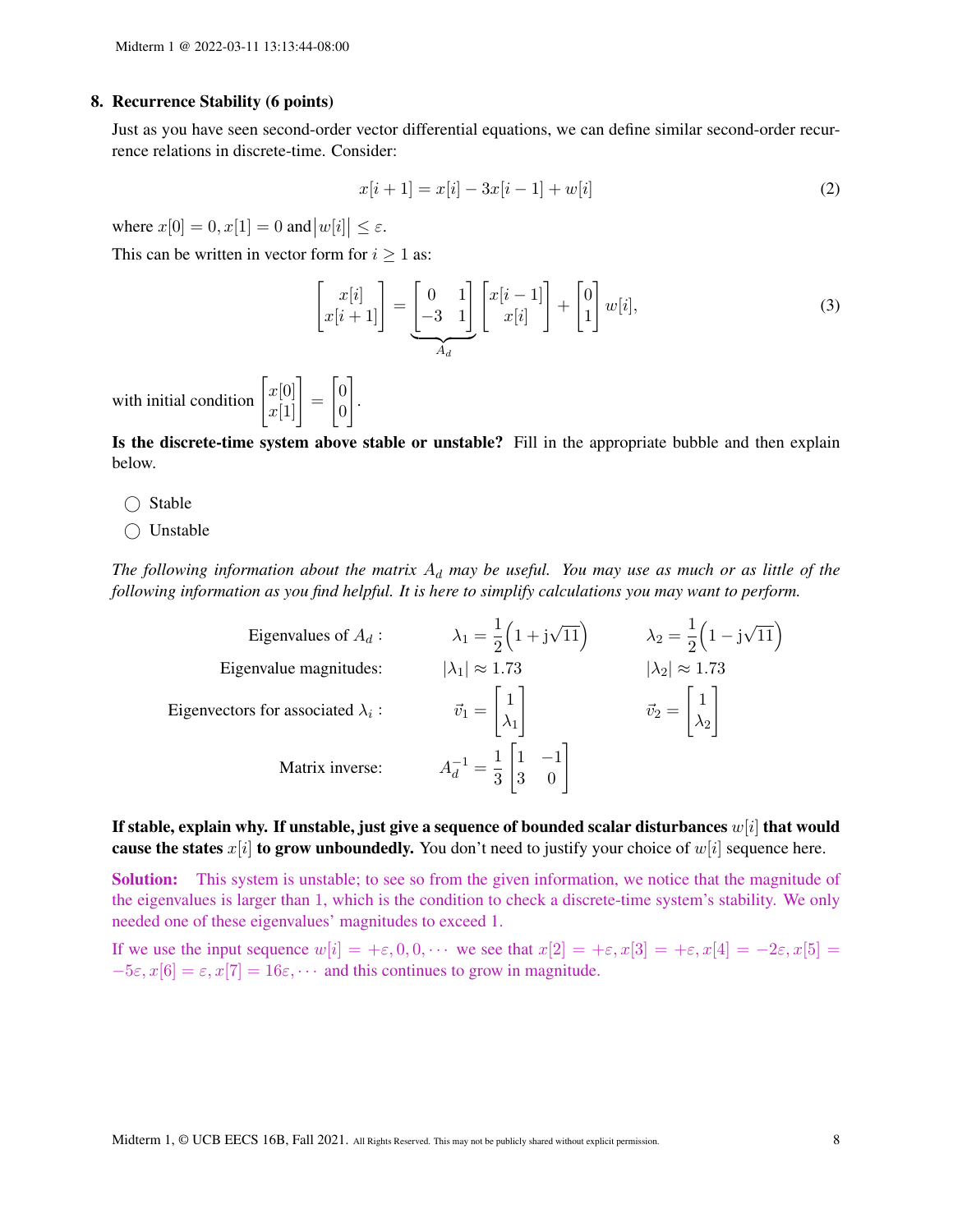## 8. Recurrence Stability (6 points)

Just as you have seen second-order vector differential equations, we can define similar second-order recurrence relations in discrete-time. Consider:

$$x[i+1] = x[i] - 3x[i-1] + w[i] \tag{2}$$

where $x[0] = 0, x[1] = 0$ and $\big|w[i]\big| \leq \varepsilon$.

This can be written in vector form for $i \geq 1$ as:

$$\begin{bmatrix} x[i] \\ x[i+1] \end{bmatrix} = \underbrace{\begin{bmatrix} 0 & 1 \\ -3 & 1 \end{bmatrix}}_{A_d} \begin{bmatrix} x[i-1] \\ x[i] \end{bmatrix} + \begin{bmatrix} 0 \\ 1 \end{bmatrix} w[i], \tag{3}$$

with initial condition $\begin{bmatrix} x[0] \\ x[1] \end{bmatrix} = \begin{bmatrix} 0 \\ 0 \end{bmatrix}$.

**Is the discrete-time system above stable or unstable?** Fill in the appropriate bubble and then explain below.

◯ Stable

◯ Unstable

*The following information about the matrix $A_d$ may be useful. You may use as much or as little of the following information as you find helpful. It is here to simplify calculations you may want to perform.*

| | | |
|---|---|---|
| Eigenvalues of $A_d$ : | $\lambda_1 = \frac{1}{2}\left(1 + \mathrm{j}\sqrt{11}\right)$ | $\lambda_2 = \frac{1}{2}\left(1 - \mathrm{j}\sqrt{11}\right)$ |
| Eigenvalue magnitudes: | $\lvert\lambda_1\rvert \approx 1.73$ | $\lvert\lambda_2\rvert \approx 1.73$ |
| Eigenvectors for associated $\lambda_i$ : | $\vec{v}_1 = \begin{bmatrix} 1 \\ \lambda_1 \end{bmatrix}$ | $\vec{v}_2 = \begin{bmatrix} 1 \\ \lambda_2 \end{bmatrix}$ |
| Matrix inverse: | $A_d^{-1} = \frac{1}{3}\begin{bmatrix} 1 & -1 \\ 3 & 0 \end{bmatrix}$ | |

**If stable, explain why. If unstable, just give a sequence of bounded scalar disturbances $w[i]$ that would cause the states $x[i]$ to grow unboundedly.** You don't need to justify your choice of $w[i]$ sequence here.

**Solution:** This system is unstable; to see so from the given information, we notice that the magnitude of the eigenvalues is larger than 1, which is the condition to check a discrete-time system's stability. We only needed one of these eigenvalues' magnitudes to exceed 1.

If we use the input sequence $w[i] = +\varepsilon, 0, 0, \cdots$ we see that $x[2] = +\varepsilon, x[3] = +\varepsilon, x[4] = -2\varepsilon, x[5] = -5\varepsilon, x[6] = \varepsilon, x[7] = 16\varepsilon, \cdots$ and this continues to grow in magnitude.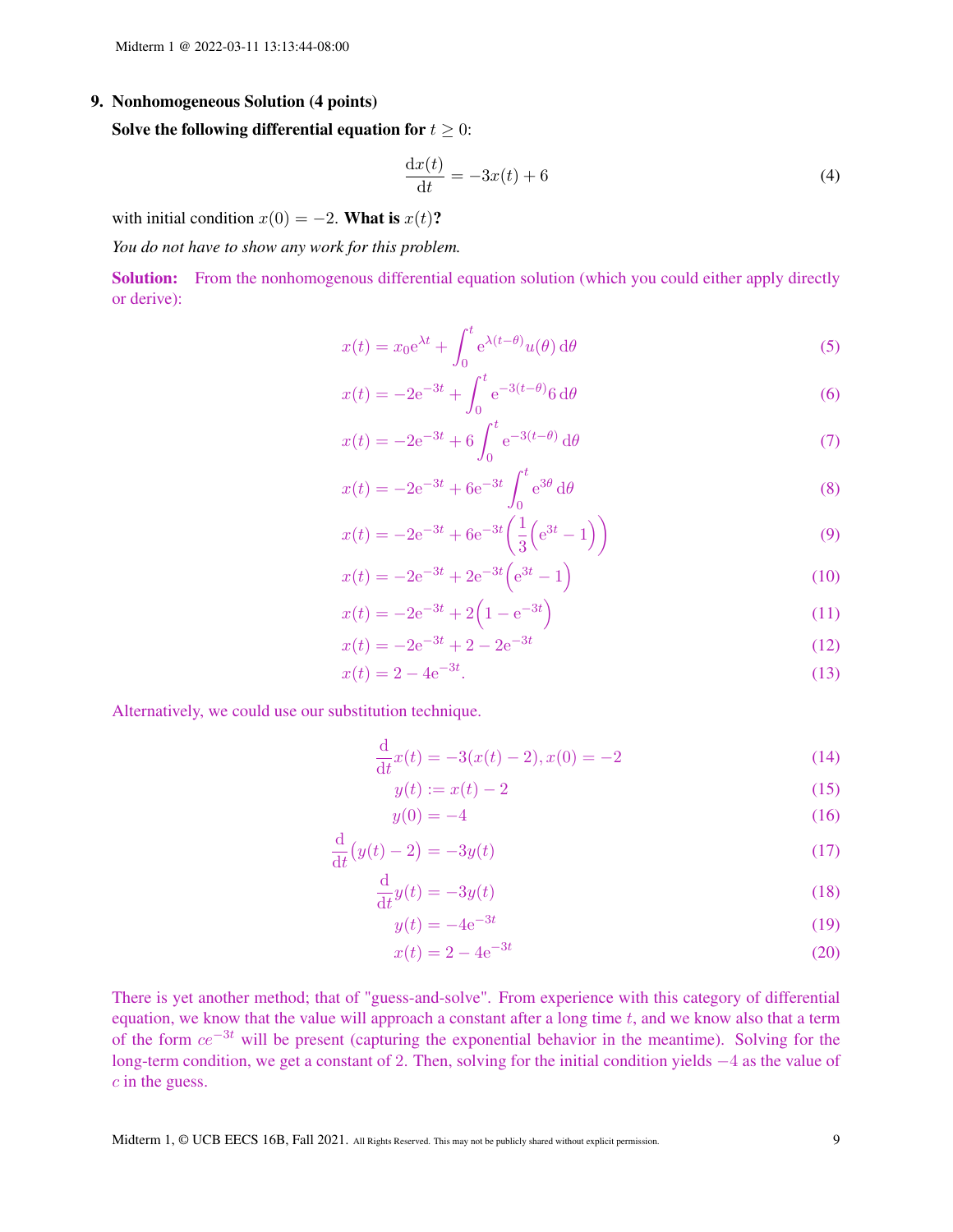## 9. Nonhomogeneous Solution (4 points)

**Solve the following differential equation for $t \geq 0$:**

$$\frac{\mathrm{d}x(t)}{\mathrm{d}t} = -3x(t) + 6 \tag{4}$$

with initial condition $x(0) = -2$. **What is $x(t)$?**

*You do not have to show any work for this problem.*

**Solution:** From the nonhomogenous differential equation solution (which you could either apply directly or derive):

$$x(t) = x_0 \mathrm{e}^{\lambda t} + \int_0^t \mathrm{e}^{\lambda(t-\theta)} u(\theta)\,\mathrm{d}\theta \tag{5}$$

$$x(t) = -2\mathrm{e}^{-3t} + \int_0^t \mathrm{e}^{-3(t-\theta)} 6\,\mathrm{d}\theta \tag{6}$$

$$x(t) = -2\mathrm{e}^{-3t} + 6\int_0^t \mathrm{e}^{-3(t-\theta)}\,\mathrm{d}\theta \tag{7}$$

$$x(t) = -2\mathrm{e}^{-3t} + 6\mathrm{e}^{-3t}\int_0^t \mathrm{e}^{3\theta}\,\mathrm{d}\theta \tag{8}$$

$$x(t) = -2\mathrm{e}^{-3t} + 6\mathrm{e}^{-3t}\left(\frac{1}{3}\left(\mathrm{e}^{3t} - 1\right)\right) \tag{9}$$

$$x(t) = -2\mathrm{e}^{-3t} + 2\mathrm{e}^{-3t}\left(\mathrm{e}^{3t} - 1\right) \tag{10}$$

$$x(t) = -2\mathrm{e}^{-3t} + 2\left(1 - \mathrm{e}^{-3t}\right) \tag{11}$$

$$x(t) = -2\mathrm{e}^{-3t} + 2 - 2\mathrm{e}^{-3t} \tag{12}$$

$$x(t) = 2 - 4\mathrm{e}^{-3t}. \tag{13}$$

Alternatively, we could use our substitution technique.

$$\frac{\mathrm{d}}{\mathrm{d}t}x(t) = -3(x(t) - 2), x(0) = -2 \tag{14}$$

$$y(t) := x(t) - 2 \tag{15}$$

$$y(0) = -4 \tag{16}$$

$$\frac{\mathrm{d}}{\mathrm{d}t}\left(y(t) - 2\right) = -3y(t) \tag{17}$$

$$\frac{\mathrm{d}}{\mathrm{d}t}y(t) = -3y(t) \tag{18}$$

$$y(t) = -4\mathrm{e}^{-3t} \tag{19}$$

$$x(t) = 2 - 4\mathrm{e}^{-3t} \tag{20}$$

There is yet another method; that of "guess-and-solve". From experience with this category of differential equation, we know that the value will approach a constant after a long time $t$, and we know also that a term of the form $ce^{-3t}$ will be present (capturing the exponential behavior in the meantime). Solving for the long-term condition, we get a constant of 2. Then, solving for the initial condition yields $-4$ as the value of $c$ in the guess.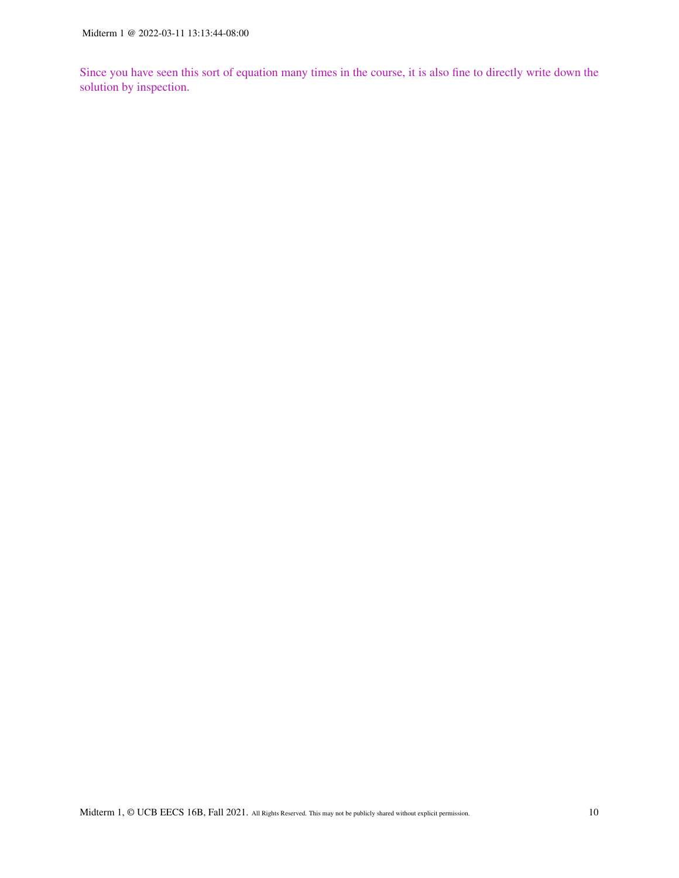Since you have seen this sort of equation many times in the course, it is also fine to directly write down the solution by inspection.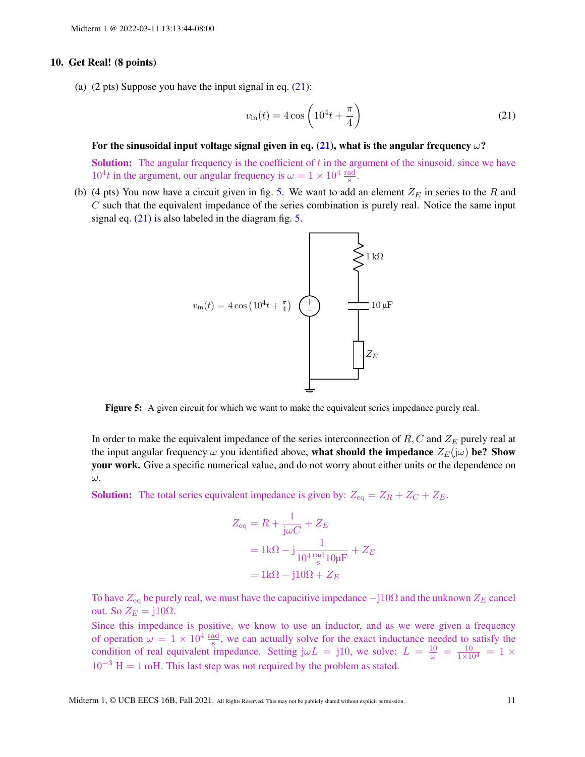## 10. Get Real! (8 points)

(a) (2 pts) Suppose you have the input signal in eq. (21):

$$v_{\text{in}}(t) = 4\cos\left(10^4 t + \frac{\pi}{4}\right) \tag{21}$$

**For the sinusoidal input voltage signal given in eq. (21), what is the angular frequency $\omega$?**

**Solution:** The angular frequency is the coefficient of $t$ in the argument of the sinusoid. since we have $10^4 t$ in the argument, our angular frequency is $\omega = 1 \times 10^4 \,\frac{\text{rad}}{\text{s}}$.

(b) (4 pts) You now have a circuit given in fig. 5. We want to add an element $Z_E$ in series to the $R$ and $C$ such that the equivalent impedance of the series combination is purely real. Notice the same input signal eq. (21) is also labeled in the diagram fig. 5.

**Figure 5:** A given circuit for which we want to make the equivalent series impedance purely real.

In order to make the equivalent impedance of the series interconnection of $R, C$ and $Z_E$ purely real at the input angular frequency $\omega$ you identified above, **what should the impedance $Z_E(\text{j}\omega)$ be? Show your work.** Give a specific numerical value, and do not worry about either units or the dependence on $\omega$.

**Solution:** The total series equivalent impedance is given by: $Z_{\text{eq}} = Z_R + Z_C + Z_E$.

$$\begin{aligned}
Z_{\text{eq}} &= R + \frac{1}{\text{j}\omega C} + Z_E \\
&= 1\text{k}\Omega - \text{j}\frac{1}{10^4 \frac{\text{rad}}{\text{s}} 10\mu\text{F}} + Z_E \\
&= 1\text{k}\Omega - \text{j}10\Omega + Z_E
\end{aligned}$$

To have $Z_{\text{eq}}$ be purely real, we must have the capacitive impedance $-\text{j}10\Omega$ and the unknown $Z_E$ cancel out. So $Z_E = \text{j}10\Omega$.

Since this impedance is positive, we know to use an inductor, and as we were given a frequency of operation $\omega = 1 \times 10^4 \,\frac{\text{rad}}{\text{s}}$, we can actually solve for the exact inductance needed to satisfy the condition of real equivalent impedance. Setting $\text{j}\omega L = \text{j}10$, we solve: $L = \frac{10}{\omega} = \frac{10}{1 \times 10^4} = 1 \times 10^{-3}\ \text{H} = 1\,\text{mH}$. This last step was not required by the problem as stated.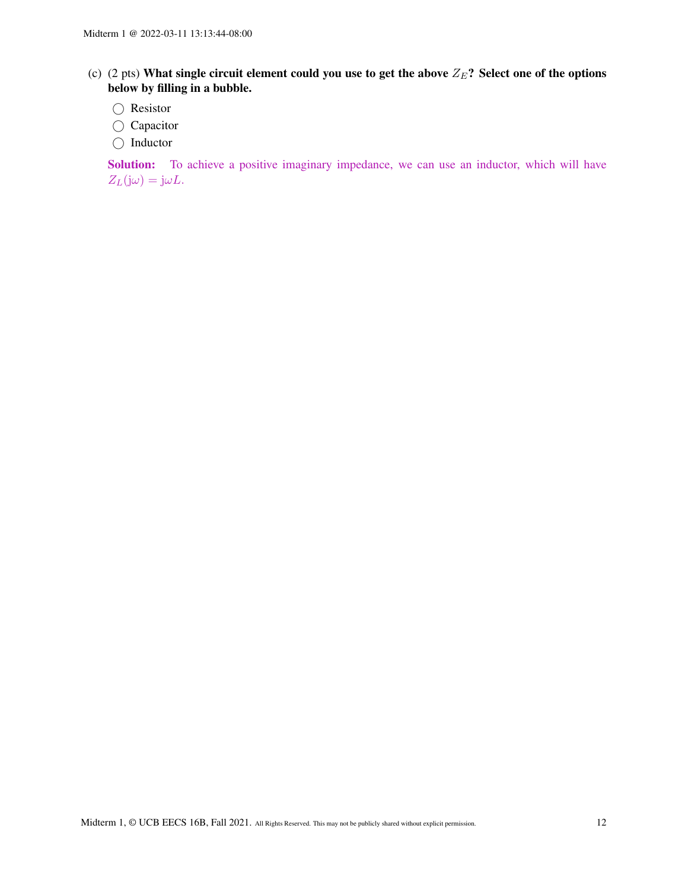(c) (2 pts) **What single circuit element could you use to get the above $Z_E$? Select one of the options below by filling in a bubble.**

◯ Resistor

◯ Capacitor

◯ Inductor

**Solution:** To achieve a positive imaginary impedance, we can use an inductor, which will have $Z_L(j\omega) = j\omega L$.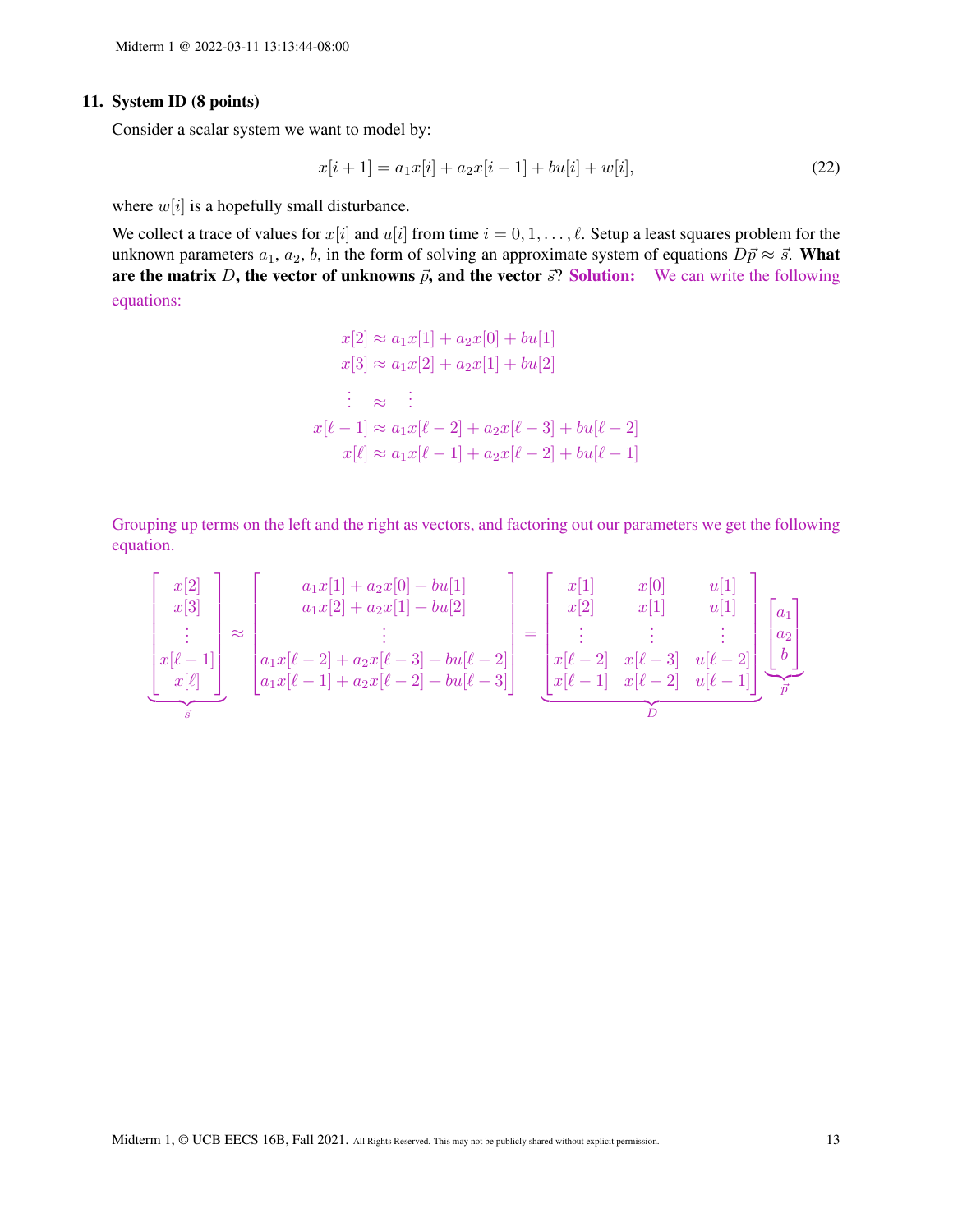## 11. System ID (8 points)

Consider a scalar system we want to model by:

$$x[i+1] = a_1 x[i] + a_2 x[i-1] + bu[i] + w[i], \tag{22}$$

where $w[i]$ is a hopefully small disturbance.

We collect a trace of values for $x[i]$ and $u[i]$ from time $i = 0, 1, \ldots, \ell$. Setup a least squares problem for the unknown parameters $a_1$, $a_2$, $b$, in the form of solving an approximate system of equations $D\vec{p} \approx \vec{s}$. **What are the matrix $D$, the vector of unknowns $\vec{p}$, and the vector $\vec{s}$?** **Solution:** We can write the following equations:

$$\begin{aligned}
x[2] &\approx a_1 x[1] + a_2 x[0] + bu[1] \\
x[3] &\approx a_1 x[2] + a_2 x[1] + bu[2] \\
\vdots &\approx \quad \vdots \\
x[\ell-1] &\approx a_1 x[\ell-2] + a_2 x[\ell-3] + bu[\ell-2] \\
x[\ell] &\approx a_1 x[\ell-1] + a_2 x[\ell-2] + bu[\ell-1]
\end{aligned}$$

Grouping up terms on the left and the right as vectors, and factoring out our parameters we get the following equation.

$$\underbrace{\begin{bmatrix} x[2] \\ x[3] \\ \vdots \\ x[\ell-1] \\ x[\ell] \end{bmatrix}}_{\vec{s}} \approx \begin{bmatrix} a_1 x[1] + a_2 x[0] + bu[1] \\ a_1 x[2] + a_2 x[1] + bu[2] \\ \vdots \\ a_1 x[\ell-2] + a_2 x[\ell-3] + bu[\ell-2] \\ a_1 x[\ell-1] + a_2 x[\ell-2] + bu[\ell-3] \end{bmatrix} = \underbrace{\begin{bmatrix} x[1] & x[0] & u[1] \\ x[2] & x[1] & u[1] \\ \vdots & \vdots & \vdots \\ x[\ell-2] & x[\ell-3] & u[\ell-2] \\ x[\ell-1] & x[\ell-2] & u[\ell-1] \end{bmatrix}}_{D} \underbrace{\begin{bmatrix} a_1 \\ a_2 \\ b \end{bmatrix}}_{\vec{p}}$$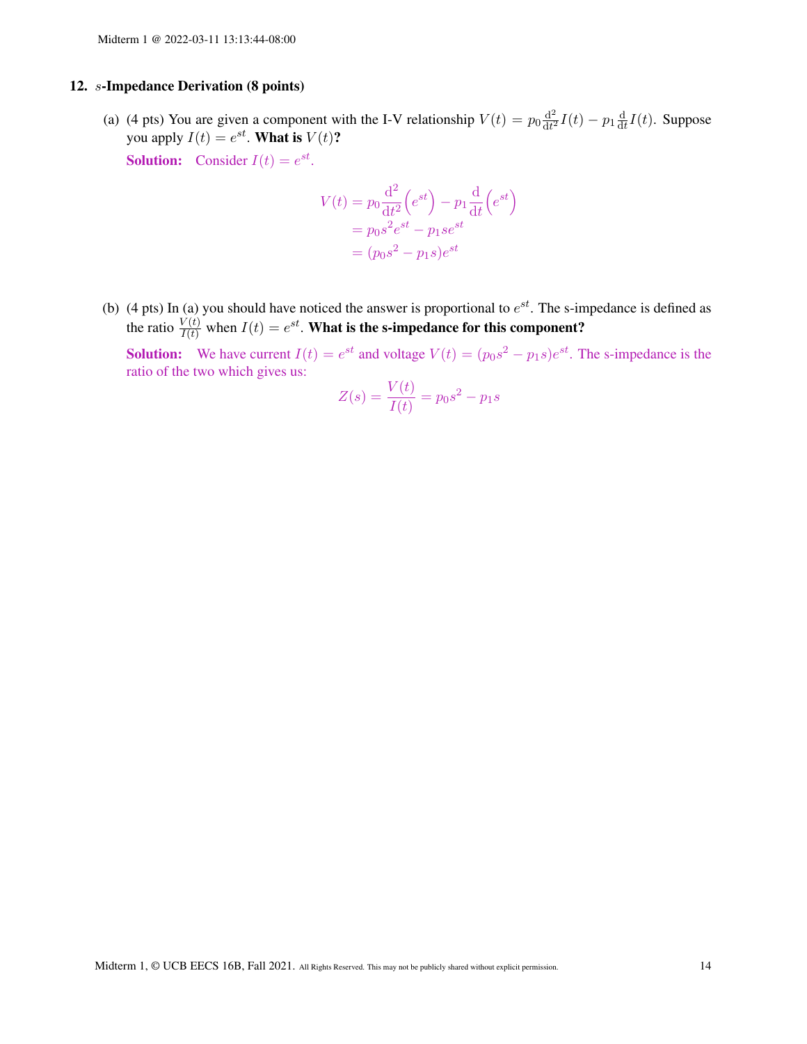## 12. $s$-Impedance Derivation (8 points)

(a) (4 pts) You are given a component with the I-V relationship $V(t) = p_0 \frac{\mathrm{d}^2}{\mathrm{d}t^2} I(t) - p_1 \frac{\mathrm{d}}{\mathrm{d}t} I(t)$. Suppose you apply $I(t) = e^{st}$. **What is $V(t)$?**

**Solution:** Consider $I(t) = e^{st}$.

$$
\begin{aligned}
V(t) &= p_0 \frac{\mathrm{d}^2}{\mathrm{d}t^2}\left(e^{st}\right) - p_1 \frac{\mathrm{d}}{\mathrm{d}t}\left(e^{st}\right) \\
&= p_0 s^2 e^{st} - p_1 s e^{st} \\
&= (p_0 s^2 - p_1 s) e^{st}
\end{aligned}
$$

(b) (4 pts) In (a) you should have noticed the answer is proportional to $e^{st}$. The s-impedance is defined as the ratio $\frac{V(t)}{I(t)}$ when $I(t) = e^{st}$. **What is the s-impedance for this component?**

**Solution:** We have current $I(t) = e^{st}$ and voltage $V(t) = (p_0 s^2 - p_1 s)e^{st}$. The s-impedance is the ratio of the two which gives us:

$$
Z(s) = \frac{V(t)}{I(t)} = p_0 s^2 - p_1 s
$$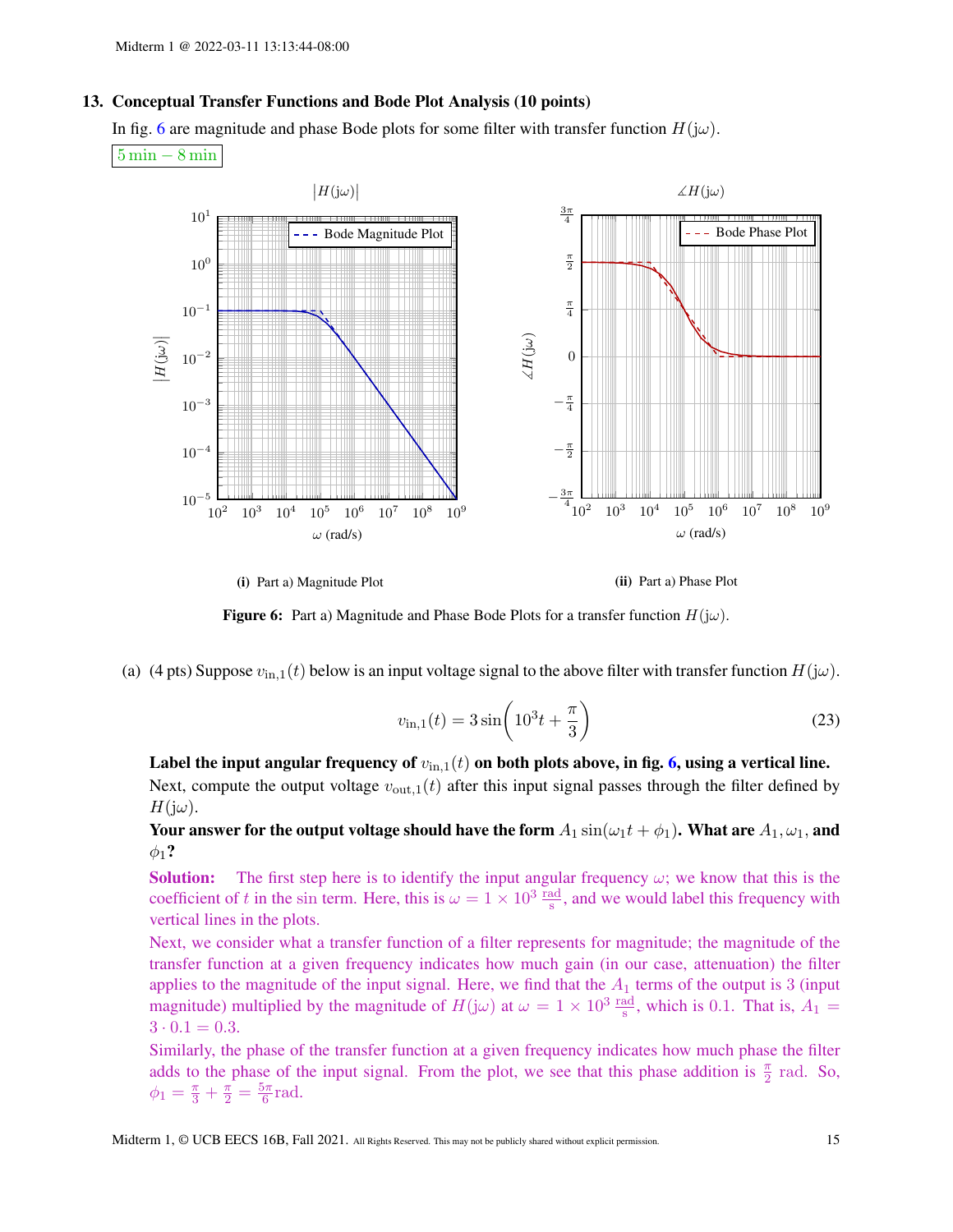## 13. Conceptual Transfer Functions and Bode Plot Analysis (10 points)

In fig. 6 are magnitude and phase Bode plots for some filter with transfer function $H(j\omega)$.

$5\,\text{min} - 8\,\text{min}$

(i) Part a) Magnitude Plot

(ii) Part a) Phase Plot

**Figure 6:** Part a) Magnitude and Phase Bode Plots for a transfer function $H(j\omega)$.

(a) (4 pts) Suppose $v_{\text{in},1}(t)$ below is an input voltage signal to the above filter with transfer function $H(j\omega)$.

$$v_{\text{in},1}(t) = 3\sin\left(10^3 t + \frac{\pi}{3}\right) \tag{23}$$

**Label the input angular frequency of $v_{\text{in},1}(t)$ on both plots above, in fig. 6, using a vertical line.** Next, compute the output voltage $v_{\text{out},1}(t)$ after this input signal passes through the filter defined by $H(j\omega)$.

**Your answer for the output voltage should have the form $A_1 \sin(\omega_1 t + \phi_1)$. What are $A_1, \omega_1$, and $\phi_1$?**

**Solution:** The first step here is to identify the input angular frequency $\omega$; we know that this is the coefficient of $t$ in the sin term. Here, this is $\omega = 1 \times 10^3 \,\frac{\text{rad}}{\text{s}}$, and we would label this frequency with vertical lines in the plots.

Next, we consider what a transfer function of a filter represents for magnitude; the magnitude of the transfer function at a given frequency indicates how much gain (in our case, attenuation) the filter applies to the magnitude of the input signal. Here, we find that the $A_1$ terms of the output is 3 (input magnitude) multiplied by the magnitude of $H(j\omega)$ at $\omega = 1 \times 10^3 \,\frac{\text{rad}}{\text{s}}$, which is 0.1. That is, $A_1 = 3 \cdot 0.1 = 0.3$.

Similarly, the phase of the transfer function at a given frequency indicates how much phase the filter adds to the phase of the input signal. From the plot, we see that this phase addition is $\frac{\pi}{2}$ rad. So, $\phi_1 = \frac{\pi}{3} + \frac{\pi}{2} = \frac{5\pi}{6}$rad.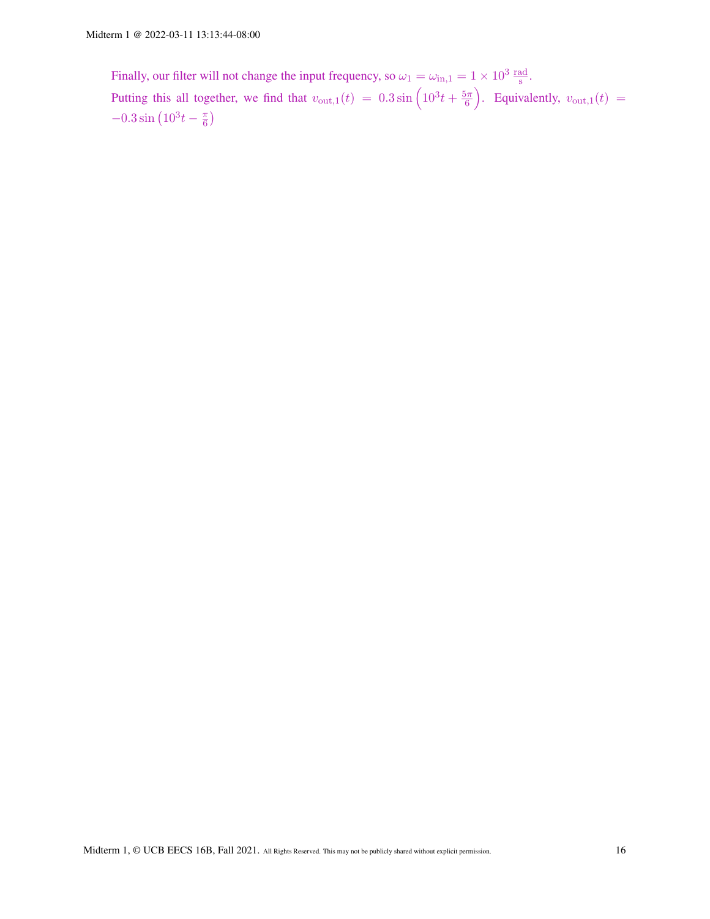Finally, our filter will not change the input frequency, so $\omega_1 = \omega_{\text{in},1} = 1 \times 10^3 \,\frac{\text{rad}}{\text{s}}$.

Putting this all together, we find that $v_{\text{out},1}(t) = 0.3 \sin\left(10^3 t + \frac{5\pi}{6}\right)$. Equivalently, $v_{\text{out},1}(t) = -0.3 \sin\left(10^3 t - \frac{\pi}{6}\right)$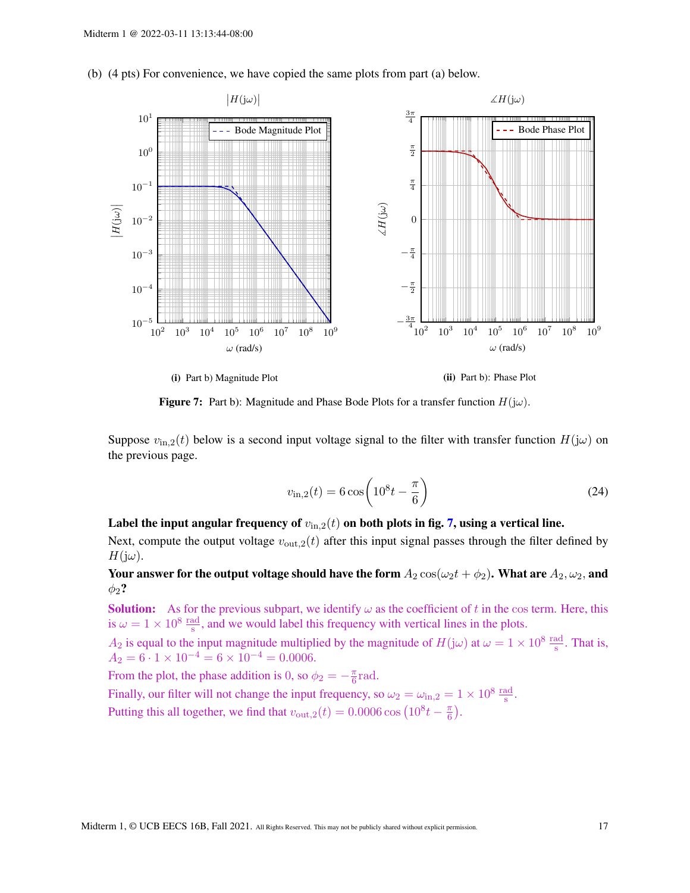(b) (4 pts) For convenience, we have copied the same plots from part (a) below.

(i) Part b) Magnitude Plot

(ii) Part b): Phase Plot

**Figure 7:** Part b): Magnitude and Phase Bode Plots for a transfer function $H(j\omega)$.

Suppose $v_{\text{in},2}(t)$ below is a second input voltage signal to the filter with transfer function $H(j\omega)$ on the previous page.

$$v_{\text{in},2}(t) = 6\cos\left(10^8 t - \frac{\pi}{6}\right) \tag{24}$$

**Label the input angular frequency of $v_{\text{in},2}(t)$ on both plots in fig. 7, using a vertical line.**

Next, compute the output voltage $v_{\text{out},2}(t)$ after this input signal passes through the filter defined by $H(j\omega)$.

**Your answer for the output voltage should have the form $A_2 \cos(\omega_2 t + \phi_2)$. What are $A_2, \omega_2$, and $\phi_2$?**

**Solution:** As for the previous subpart, we identify $\omega$ as the coefficient of $t$ in the cos term. Here, this is $\omega = 1 \times 10^8 \,\frac{\text{rad}}{\text{s}}$, and we would label this frequency with vertical lines in the plots.

$A_2$ is equal to the input magnitude multiplied by the magnitude of $H(j\omega)$ at $\omega = 1 \times 10^8 \,\frac{\text{rad}}{\text{s}}$. That is, $A_2 = 6 \cdot 1 \times 10^{-4} = 6 \times 10^{-4} = 0.0006$.

From the plot, the phase addition is 0, so $\phi_2 = -\frac{\pi}{6}\text{rad}$.

Finally, our filter will not change the input frequency, so $\omega_2 = \omega_{\text{in},2} = 1 \times 10^8 \,\frac{\text{rad}}{\text{s}}$.

Putting this all together, we find that $v_{\text{out},2}(t) = 0.0006 \cos\left(10^8 t - \frac{\pi}{6}\right)$.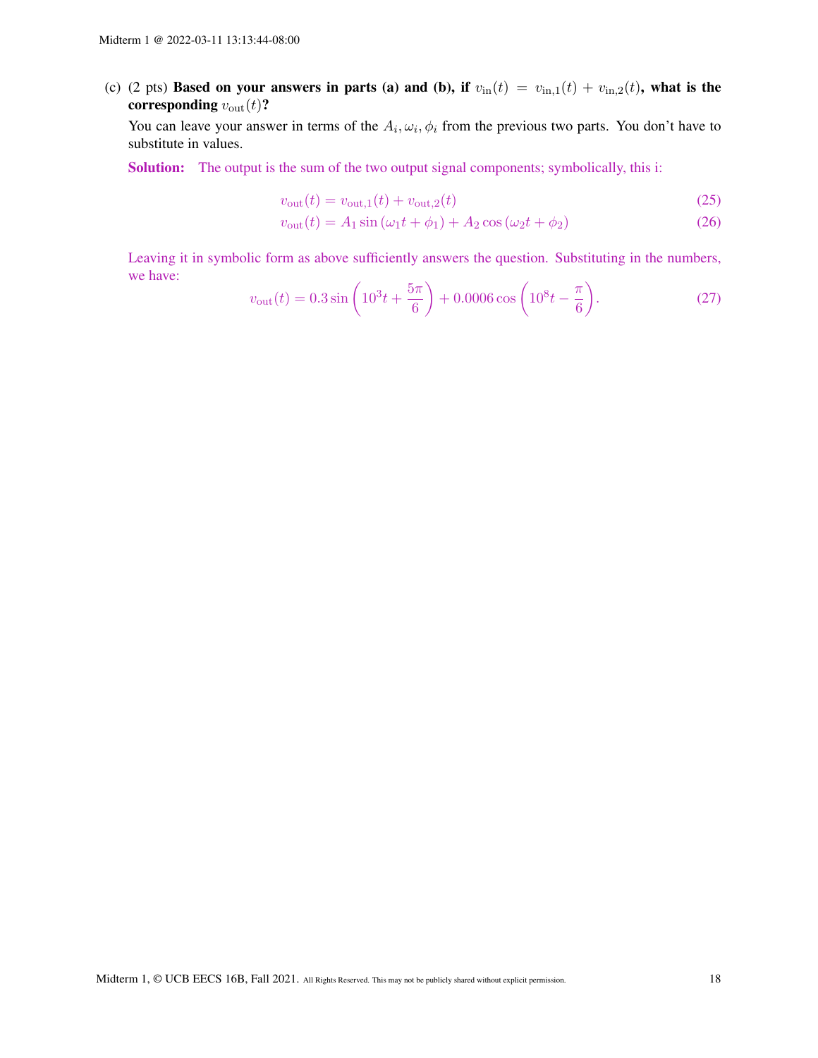(c) (2 pts) **Based on your answers in parts (a) and (b), if $v_{\text{in}}(t) = v_{\text{in},1}(t) + v_{\text{in},2}(t)$, what is the corresponding $v_{\text{out}}(t)$?**

You can leave your answer in terms of the $A_i, \omega_i, \phi_i$ from the previous two parts. You don't have to substitute in values.

**Solution:** The output is the sum of the two output signal components; symbolically, this i:

$$v_{\text{out}}(t) = v_{\text{out},1}(t) + v_{\text{out},2}(t) \tag{25}$$

$$v_{\text{out}}(t) = A_1 \sin(\omega_1 t + \phi_1) + A_2 \cos(\omega_2 t + \phi_2) \tag{26}$$

Leaving it in symbolic form as above sufficiently answers the question. Substituting in the numbers, we have:

$$v_{\text{out}}(t) = 0.3 \sin\left(10^3 t + \frac{5\pi}{6}\right) + 0.0006 \cos\left(10^8 t - \frac{\pi}{6}\right). \tag{27}$$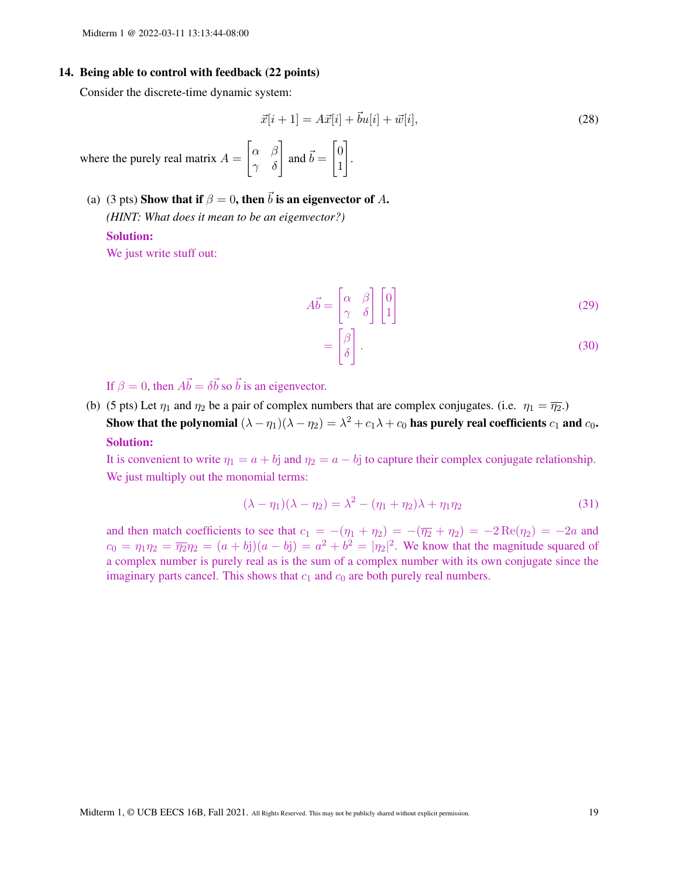## 14. Being able to control with feedback (22 points)

Consider the discrete-time dynamic system:

$$\vec{x}[i+1] = A\vec{x}[i] + \vec{b}u[i] + \vec{w}[i], \tag{28}$$

where the purely real matrix $A = \begin{bmatrix} \alpha & \beta \\ \gamma & \delta \end{bmatrix}$ and $\vec{b} = \begin{bmatrix} 0 \\ 1 \end{bmatrix}$.

(a) (3 pts) **Show that if $\beta = 0$, then $\vec{b}$ is an eigenvector of $A$.**

*(HINT: What does it mean to be an eigenvector?)*

**Solution:**

We just write stuff out:

$$A\vec{b} = \begin{bmatrix} \alpha & \beta \\ \gamma & \delta \end{bmatrix} \begin{bmatrix} 0 \\ 1 \end{bmatrix} \tag{29}$$

$$= \begin{bmatrix} \beta \\ \delta \end{bmatrix}. \tag{30}$$

If $\beta = 0$, then $A\vec{b} = \delta\vec{b}$ so $\vec{b}$ is an eigenvector.

(b) (5 pts) Let $\eta_1$ and $\eta_2$ be a pair of complex numbers that are complex conjugates. (i.e. $\eta_1 = \overline{\eta_2}$.)

**Show that the polynomial $(\lambda - \eta_1)(\lambda - \eta_2) = \lambda^2 + c_1\lambda + c_0$ has purely real coefficients $c_1$ and $c_0$.**

**Solution:**

It is convenient to write $\eta_1 = a + b\mathrm{j}$ and $\eta_2 = a - b\mathrm{j}$ to capture their complex conjugate relationship. We just multiply out the monomial terms:

$$(\lambda - \eta_1)(\lambda - \eta_2) = \lambda^2 - (\eta_1 + \eta_2)\lambda + \eta_1\eta_2 \tag{31}$$

and then match coefficients to see that $c_1 = -(\eta_1 + \eta_2) = -(\overline{\eta_2} + \eta_2) = -2\,\mathrm{Re}(\eta_2) = -2a$ and $c_0 = \eta_1\eta_2 = \overline{\eta_2}\eta_2 = (a + b\mathrm{j})(a - b\mathrm{j}) = a^2 + b^2 = |\eta_2|^2$. We know that the magnitude squared of a complex number is purely real as is the sum of a complex number with its own conjugate since the imaginary parts cancel. This shows that $c_1$ and $c_0$ are both purely real numbers.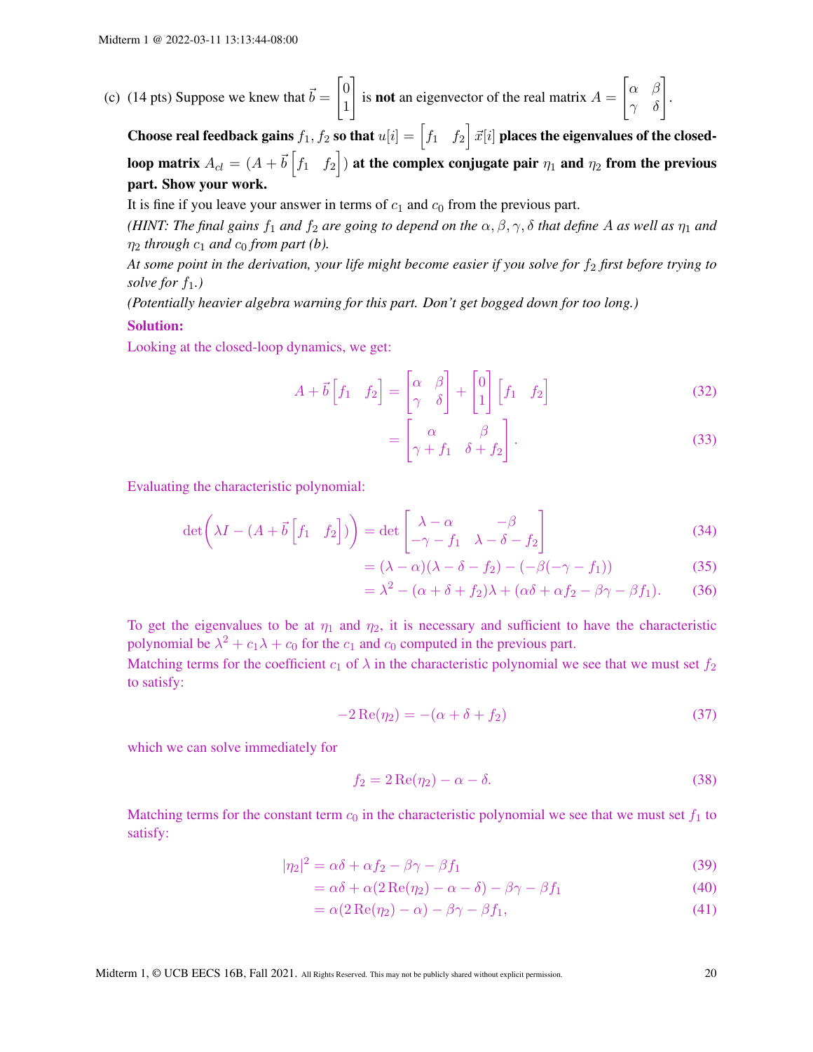(c) (14 pts) Suppose we knew that $\vec{b} = \begin{bmatrix} 0 \\ 1 \end{bmatrix}$ is **not** an eigenvector of the real matrix $A = \begin{bmatrix} \alpha & \beta \\ \gamma & \delta \end{bmatrix}$.

**Choose real feedback gains $f_1, f_2$ so that $u[i] = \begin{bmatrix} f_1 & f_2 \end{bmatrix} \vec{x}[i]$ places the eigenvalues of the closed-loop matrix $A_{cl} = (A + \vec{b}\begin{bmatrix} f_1 & f_2 \end{bmatrix})$ at the complex conjugate pair $\eta_1$ and $\eta_2$ from the previous part. Show your work.**

It is fine if you leave your answer in terms of $c_1$ and $c_0$ from the previous part.

*(HINT: The final gains $f_1$ and $f_2$ are going to depend on the $\alpha, \beta, \gamma, \delta$ that define $A$ as well as $\eta_1$ and $\eta_2$ through $c_1$ and $c_0$ from part (b).*

*At some point in the derivation, your life might become easier if you solve for $f_2$ first before trying to solve for $f_1$.)*

*(Potentially heavier algebra warning for this part. Don't get bogged down for too long.)*

**Solution:**

Looking at the closed-loop dynamics, we get:

$$A + \vec{b}\begin{bmatrix} f_1 & f_2 \end{bmatrix} = \begin{bmatrix} \alpha & \beta \\ \gamma & \delta \end{bmatrix} + \begin{bmatrix} 0 \\ 1 \end{bmatrix}\begin{bmatrix} f_1 & f_2 \end{bmatrix} \tag{32}$$

$$= \begin{bmatrix} \alpha & \beta \\ \gamma + f_1 & \delta + f_2 \end{bmatrix}. \tag{33}$$

Evaluating the characteristic polynomial:

$$\det\left(\lambda I - (A + \vec{b}\begin{bmatrix} f_1 & f_2 \end{bmatrix})\right) = \det\begin{bmatrix} \lambda - \alpha & -\beta \\ -\gamma - f_1 & \lambda - \delta - f_2 \end{bmatrix} \tag{34}$$

$$= (\lambda - \alpha)(\lambda - \delta - f_2) - (-\beta(-\gamma - f_1)) \tag{35}$$

$$= \lambda^2 - (\alpha + \delta + f_2)\lambda + (\alpha\delta + \alpha f_2 - \beta\gamma - \beta f_1). \tag{36}$$

To get the eigenvalues to be at $\eta_1$ and $\eta_2$, it is necessary and sufficient to have the characteristic polynomial be $\lambda^2 + c_1\lambda + c_0$ for the $c_1$ and $c_0$ computed in the previous part.

Matching terms for the coefficient $c_1$ of $\lambda$ in the characteristic polynomial we see that we must set $f_2$ to satisfy:

$$-2\operatorname{Re}(\eta_2) = -(\alpha + \delta + f_2) \tag{37}$$

which we can solve immediately for

$$f_2 = 2\operatorname{Re}(\eta_2) - \alpha - \delta. \tag{38}$$

Matching terms for the constant term $c_0$ in the characteristic polynomial we see that we must set $f_1$ to satisfy:

$$|\eta_2|^2 = \alpha\delta + \alpha f_2 - \beta\gamma - \beta f_1 \tag{39}$$

$$= \alpha\delta + \alpha(2\operatorname{Re}(\eta_2) - \alpha - \delta) - \beta\gamma - \beta f_1 \tag{40}$$

$$= \alpha(2\operatorname{Re}(\eta_2) - \alpha) - \beta\gamma - \beta f_1, \tag{41}$$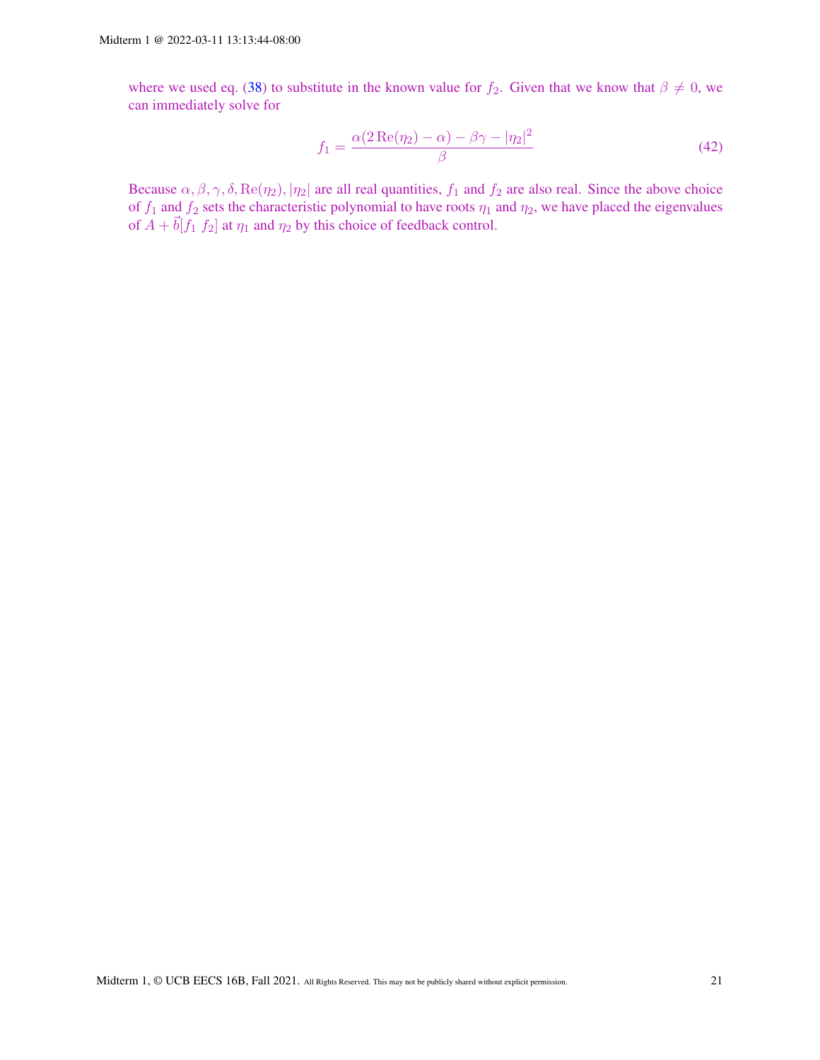where we used eq. (38) to substitute in the known value for $f_2$. Given that we know that $\beta \neq 0$, we can immediately solve for

$$f_1 = \frac{\alpha(2\,\mathrm{Re}(\eta_2) - \alpha) - \beta\gamma - |\eta_2|^2}{\beta} \tag{42}$$

Because $\alpha, \beta, \gamma, \delta, \mathrm{Re}(\eta_2), |\eta_2|$ are all real quantities, $f_1$ and $f_2$ are also real. Since the above choice of $f_1$ and $f_2$ sets the characteristic polynomial to have roots $\eta_1$ and $\eta_2$, we have placed the eigenvalues of $A + \vec{b}[f_1 \ f_2]$ at $\eta_1$ and $\eta_2$ by this choice of feedback control.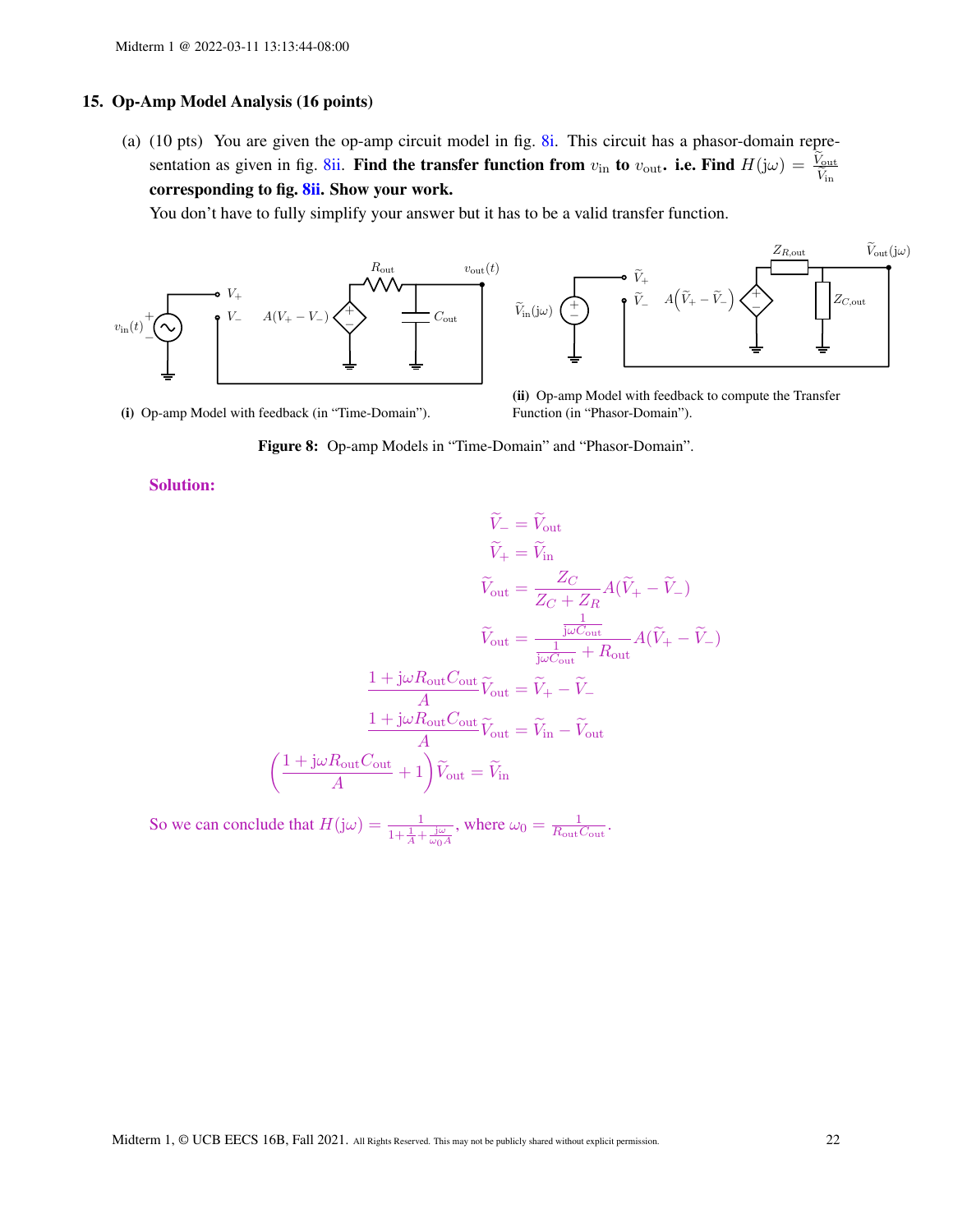## 15. Op-Amp Model Analysis (16 points)

(a) (10 pts) You are given the op-amp circuit model in fig. 8i. This circuit has a phasor-domain representation as given in fig. 8ii. **Find the transfer function from $v_{\text{in}}$ to $v_{\text{out}}$. i.e. Find $H(\mathrm{j}\omega) = \frac{\widetilde{V}_{\text{out}}}{\widetilde{V}_{\text{in}}}$ corresponding to fig. 8ii. Show your work.**

You don't have to fully simplify your answer but it has to be a valid transfer function.

**(i)** Op-amp Model with feedback (in "Time-Domain").

**(ii)** Op-amp Model with feedback to compute the Transfer Function (in "Phasor-Domain").

**Figure 8:** Op-amp Models in "Time-Domain" and "Phasor-Domain".

**Solution:**

$$\widetilde{V}_- = \widetilde{V}_{\text{out}}$$

$$\widetilde{V}_+ = \widetilde{V}_{\text{in}}$$

$$\widetilde{V}_{\text{out}} = \frac{Z_C}{Z_C + Z_R} A(\widetilde{V}_+ - \widetilde{V}_-)$$

$$\widetilde{V}_{\text{out}} = \frac{\frac{1}{\mathrm{j}\omega C_{\text{out}}}}{\frac{1}{\mathrm{j}\omega C_{\text{out}}} + R_{\text{out}}} A(\widetilde{V}_+ - \widetilde{V}_-)$$

$$\frac{1 + \mathrm{j}\omega R_{\text{out}} C_{\text{out}}}{A} \widetilde{V}_{\text{out}} = \widetilde{V}_+ - \widetilde{V}_-$$

$$\frac{1 + \mathrm{j}\omega R_{\text{out}} C_{\text{out}}}{A} \widetilde{V}_{\text{out}} = \widetilde{V}_{\text{in}} - \widetilde{V}_{\text{out}}$$

$$\left( \frac{1 + \mathrm{j}\omega R_{\text{out}} C_{\text{out}}}{A} + 1 \right) \widetilde{V}_{\text{out}} = \widetilde{V}_{\text{in}}$$

So we can conclude that $H(\mathrm{j}\omega) = \frac{1}{1 + \frac{1}{A} + \frac{\mathrm{j}\omega}{\omega_0 A}}$, where $\omega_0 = \frac{1}{R_{\text{out}} C_{\text{out}}}$.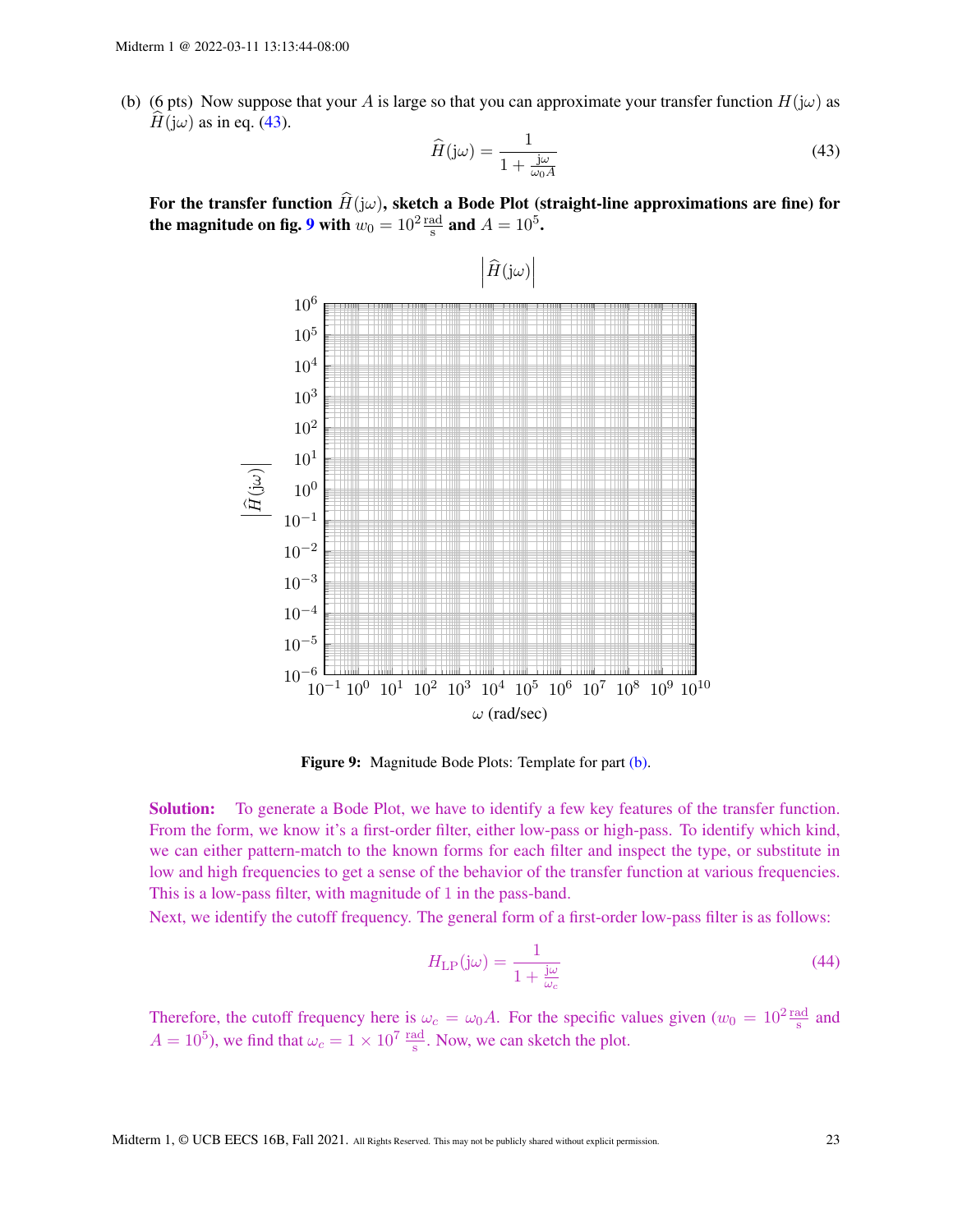(b) (6 pts) Now suppose that your $A$ is large so that you can approximate your transfer function $H(j\omega)$ as $\widehat{H}(j\omega)$ as in eq. (43).

$$\widehat{H}(j\omega) = \frac{1}{1 + \frac{j\omega}{\omega_0 A}} \tag{43}$$

**For the transfer function $\widehat{H}(j\omega)$, sketch a Bode Plot (straight-line approximations are fine) for the magnitude on fig. 9 with $w_0 = 10^2 \frac{\text{rad}}{\text{s}}$ and $A = 10^5$.**

**Figure 9:** Magnitude Bode Plots: Template for part (b).

**Solution:** To generate a Bode Plot, we have to identify a few key features of the transfer function. From the form, we know it's a first-order filter, either low-pass or high-pass. To identify which kind, we can either pattern-match to the known forms for each filter and inspect the type, or substitute in low and high frequencies to get a sense of the behavior of the transfer function at various frequencies. This is a low-pass filter, with magnitude of 1 in the pass-band.

Next, we identify the cutoff frequency. The general form of a first-order low-pass filter is as follows:

$$H_{\text{LP}}(j\omega) = \frac{1}{1 + \frac{j\omega}{\omega_c}} \tag{44}$$

Therefore, the cutoff frequency here is $\omega_c = \omega_0 A$. For the specific values given ($w_0 = 10^2 \frac{\text{rad}}{\text{s}}$ and $A = 10^5$), we find that $\omega_c = 1 \times 10^7 \ \frac{\text{rad}}{\text{s}}$. Now, we can sketch the plot.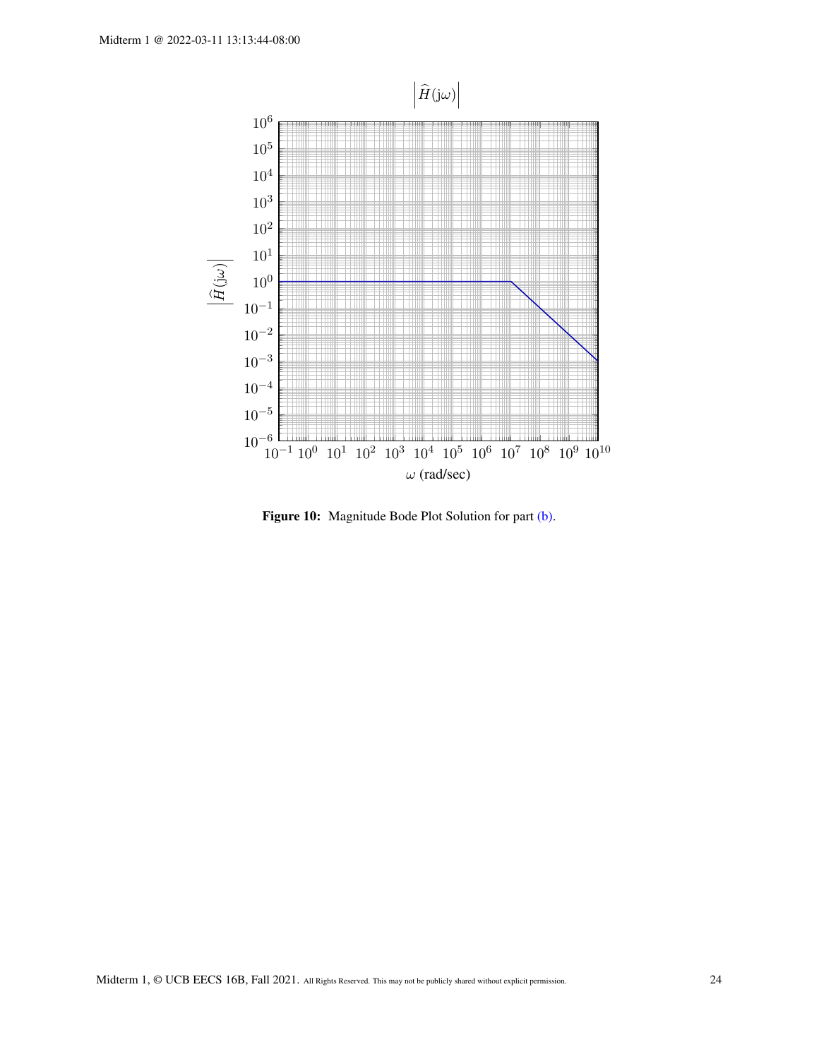**Figure 10:** Magnitude Bode Plot Solution for part (b).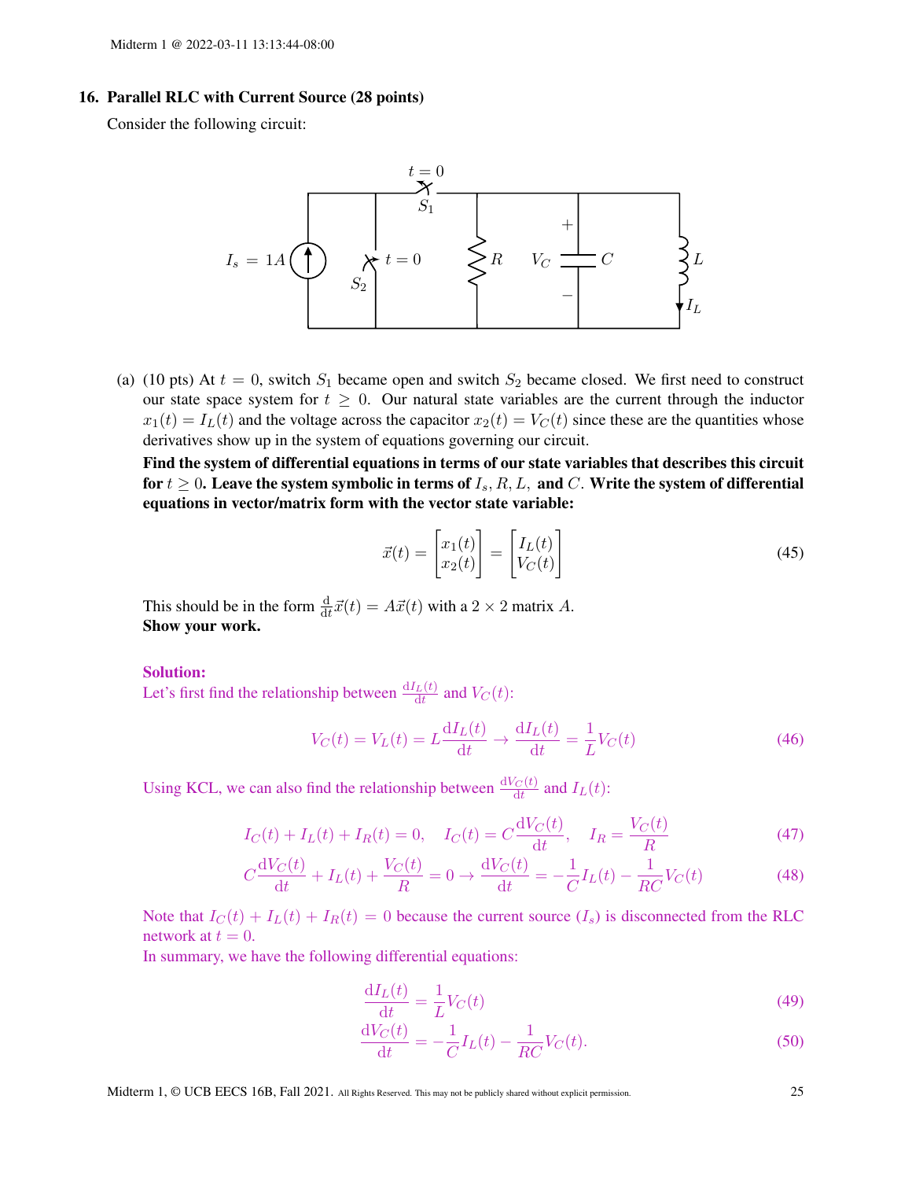## 16. Parallel RLC with Current Source (28 points)

Consider the following circuit:

(a) (10 pts) At $t = 0$, switch $S_1$ became open and switch $S_2$ became closed. We first need to construct our state space system for $t \geq 0$. Our natural state variables are the current through the inductor $x_1(t) = I_L(t)$ and the voltage across the capacitor $x_2(t) = V_C(t)$ since these are the quantities whose derivatives show up in the system of equations governing our circuit.

**Find the system of differential equations in terms of our state variables that describes this circuit for $t \geq 0$. Leave the system symbolic in terms of $I_s, R, L,$ and $C$. Write the system of differential equations in vector/matrix form with the vector state variable:**

$$\vec{x}(t) = \begin{bmatrix} x_1(t) \\ x_2(t) \end{bmatrix} = \begin{bmatrix} I_L(t) \\ V_C(t) \end{bmatrix} \tag{45}$$

This should be in the form $\frac{\mathrm{d}}{\mathrm{d}t}\vec{x}(t) = A\vec{x}(t)$ with a $2 \times 2$ matrix $A$.
**Show your work.**

**Solution:**
Let's first find the relationship between $\frac{\mathrm{d}I_L(t)}{\mathrm{d}t}$ and $V_C(t)$:

$$V_C(t) = V_L(t) = L\frac{\mathrm{d}I_L(t)}{\mathrm{d}t} \rightarrow \frac{\mathrm{d}I_L(t)}{\mathrm{d}t} = \frac{1}{L}V_C(t) \tag{46}$$

Using KCL, we can also find the relationship between $\frac{\mathrm{d}V_C(t)}{\mathrm{d}t}$ and $I_L(t)$:

$$I_C(t) + I_L(t) + I_R(t) = 0, \quad I_C(t) = C\frac{\mathrm{d}V_C(t)}{\mathrm{d}t}, \quad I_R = \frac{V_C(t)}{R} \tag{47}$$

$$C\frac{\mathrm{d}V_C(t)}{\mathrm{d}t} + I_L(t) + \frac{V_C(t)}{R} = 0 \rightarrow \frac{\mathrm{d}V_C(t)}{\mathrm{d}t} = -\frac{1}{C}I_L(t) - \frac{1}{RC}V_C(t) \tag{48}$$

Note that $I_C(t) + I_L(t) + I_R(t) = 0$ because the current source ($I_s$) is disconnected from the RLC network at $t = 0$.
In summary, we have the following differential equations:

$$\frac{\mathrm{d}I_L(t)}{\mathrm{d}t} = \frac{1}{L}V_C(t) \tag{49}$$

$$\frac{\mathrm{d}V_C(t)}{\mathrm{d}t} = -\frac{1}{C}I_L(t) - \frac{1}{RC}V_C(t). \tag{50}$$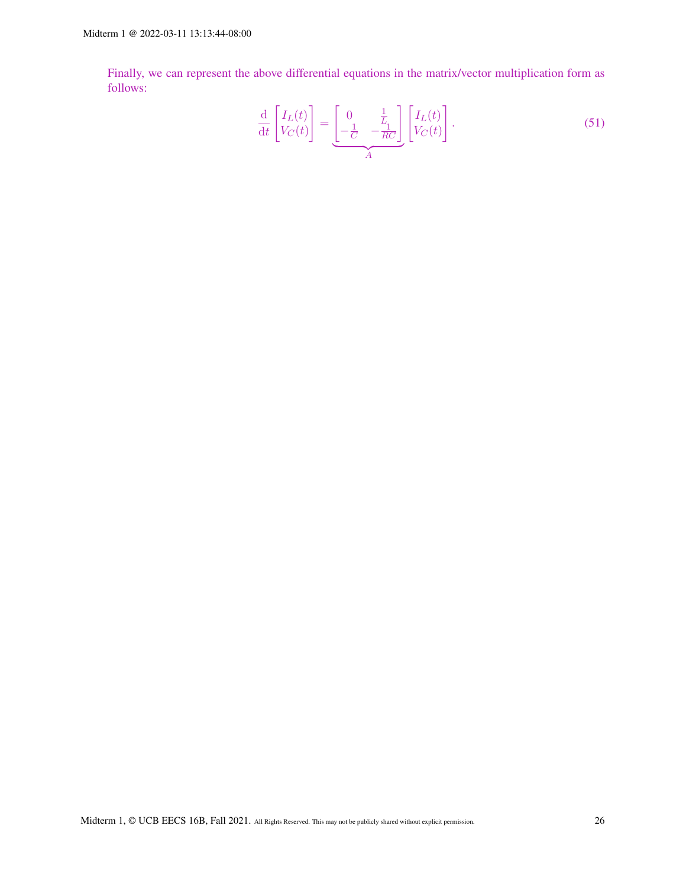Finally, we can represent the above differential equations in the matrix/vector multiplication form as follows:

$$\frac{\mathrm{d}}{\mathrm{d}t}\begin{bmatrix} I_L(t) \\ V_C(t) \end{bmatrix} = \underbrace{\begin{bmatrix} 0 & \frac{1}{L} \\ -\frac{1}{C} & -\frac{1}{RC} \end{bmatrix}}_{A} \begin{bmatrix} I_L(t) \\ V_C(t) \end{bmatrix}. \tag{51}$$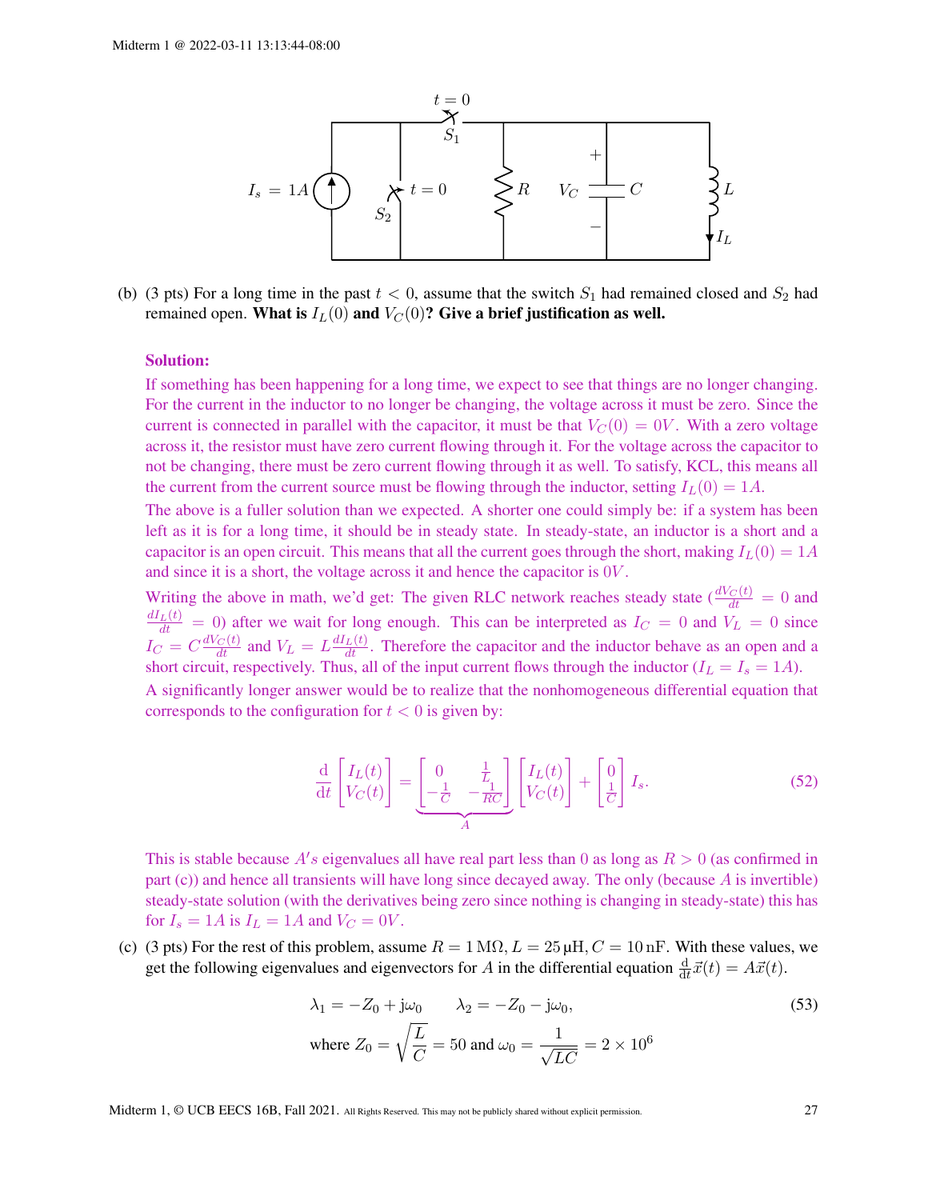(b) (3 pts) For a long time in the past $t < 0$, assume that the switch $S_1$ had remained closed and $S_2$ had remained open. **What is $I_L(0)$ and $V_C(0)$? Give a brief justification as well.**

**Solution:**

If something has been happening for a long time, we expect to see that things are no longer changing. For the current in the inductor to no longer be changing, the voltage across it must be zero. Since the current is connected in parallel with the capacitor, it must be that $V_C(0) = 0V$. With a zero voltage across it, the resistor must have zero current flowing through it. For the voltage across the capacitor to not be changing, there must be zero current flowing through it as well. To satisfy, KCL, this means all the current from the current source must be flowing through the inductor, setting $I_L(0) = 1A$.

The above is a fuller solution than we expected. A shorter one could simply be: if a system has been left as it is for a long time, it should be in steady state. In steady-state, an inductor is a short and a capacitor is an open circuit. This means that all the current goes through the short, making $I_L(0) = 1A$ and since it is a short, the voltage across it and hence the capacitor is $0V$.

Writing the above in math, we'd get: The given RLC network reaches steady state ($\frac{dV_C(t)}{dt} = 0$ and $\frac{dI_L(t)}{dt} = 0$) after we wait for long enough. This can be interpreted as $I_C = 0$ and $V_L = 0$ since $I_C = C\frac{dV_C(t)}{dt}$ and $V_L = L\frac{dI_L(t)}{dt}$. Therefore the capacitor and the inductor behave as an open and a short circuit, respectively. Thus, all of the input current flows through the inductor ($I_L = I_s = 1A$).

A significantly longer answer would be to realize that the nonhomogeneous differential equation that corresponds to the configuration for $t < 0$ is given by:

$$\frac{\mathrm{d}}{\mathrm{d}t}\begin{bmatrix} I_L(t) \\ V_C(t) \end{bmatrix} = \underbrace{\begin{bmatrix} 0 & \frac{1}{L} \\ -\frac{1}{C} & -\frac{1}{RC} \end{bmatrix}}_{A} \begin{bmatrix} I_L(t) \\ V_C(t) \end{bmatrix} + \begin{bmatrix} 0 \\ \frac{1}{C} \end{bmatrix} I_s. \tag{52}$$

This is stable because $A's$ eigenvalues all have real part less than 0 as long as $R > 0$ (as confirmed in part (c)) and hence all transients will have long since decayed away. The only (because $A$ is invertible) steady-state solution (with the derivatives being zero since nothing is changing in steady-state) this has for $I_s = 1A$ is $I_L = 1A$ and $V_C = 0V$.

(c) (3 pts) For the rest of this problem, assume $R = 1\,\mathrm{M\Omega}, L = 25\,\mu\mathrm{H}, C = 10\,\mathrm{nF}$. With these values, we get the following eigenvalues and eigenvectors for $A$ in the differential equation $\frac{\mathrm{d}}{\mathrm{d}t}\vec{x}(t) = A\vec{x}(t)$.

$$\lambda_1 = -Z_0 + \mathrm{j}\omega_0 \qquad \lambda_2 = -Z_0 - \mathrm{j}\omega_0, \tag{53}$$
$$\text{where } Z_0 = \sqrt{\frac{L}{C}} = 50 \text{ and } \omega_0 = \frac{1}{\sqrt{LC}} = 2 \times 10^6$$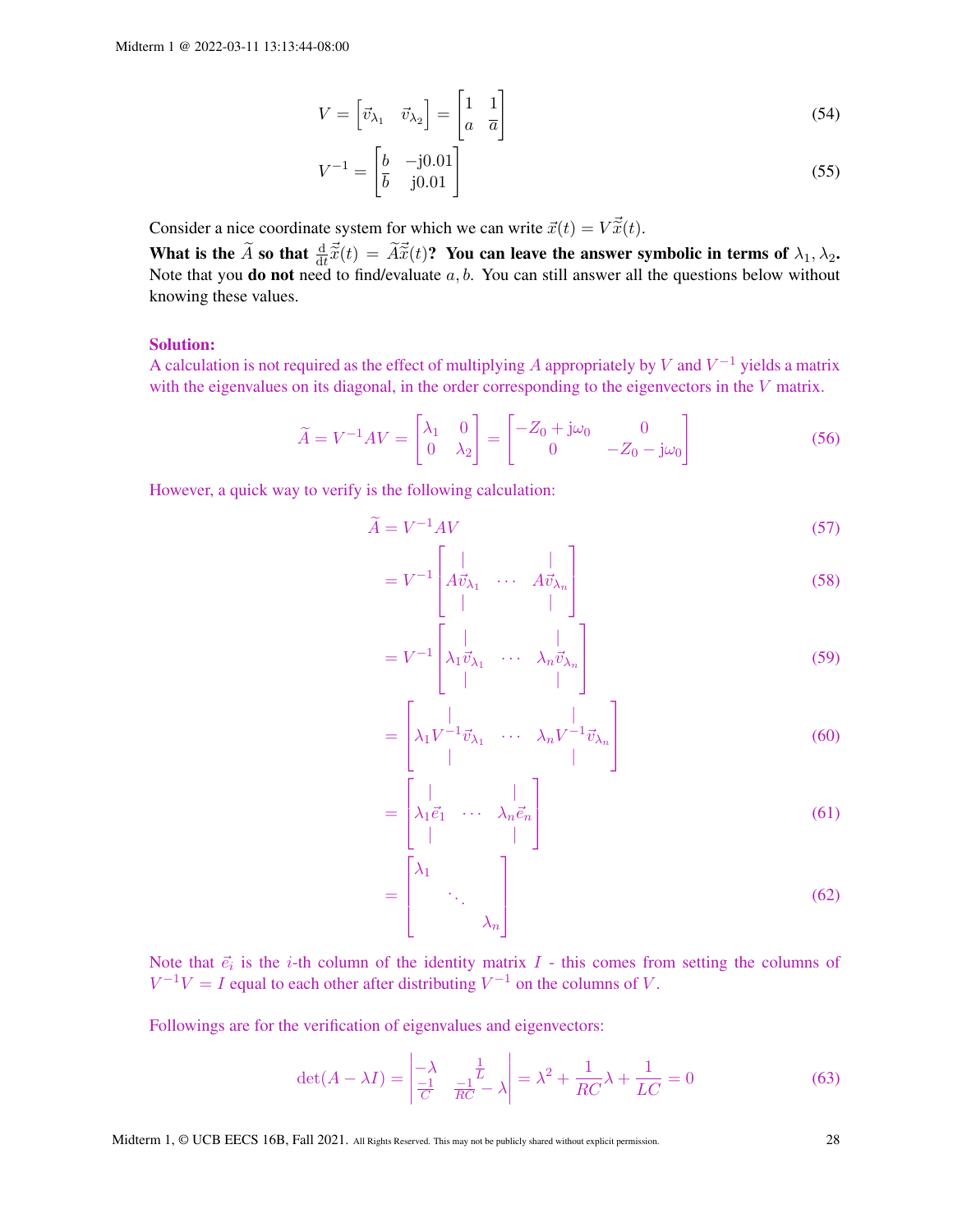$$V = \begin{bmatrix} \vec{v}_{\lambda_1} & \vec{v}_{\lambda_2} \end{bmatrix} = \begin{bmatrix} 1 & 1 \\ a & \overline{a} \end{bmatrix} \tag{54}$$

$$V^{-1} = \begin{bmatrix} b & -\mathrm{j}0.01 \\ \overline{b} & \mathrm{j}0.01 \end{bmatrix} \tag{55}$$

Consider a nice coordinate system for which we can write $\vec{x}(t) = V\vec{\widetilde{x}}(t)$.

**What is the $\widetilde{A}$ so that $\frac{\mathrm{d}}{\mathrm{d}t}\vec{\widetilde{x}}(t) = \widetilde{A}\vec{\widetilde{x}}(t)$? You can leave the answer symbolic in terms of $\lambda_1, \lambda_2$.** Note that you **do not** need to find/evaluate $a, b$. You can still answer all the questions below without knowing these values.

**Solution:**

A calculation is not required as the effect of multiplying $A$ appropriately by $V$ and $V^{-1}$ yields a matrix with the eigenvalues on its diagonal, in the order corresponding to the eigenvectors in the $V$ matrix.

$$\widetilde{A} = V^{-1}AV = \begin{bmatrix} \lambda_1 & 0 \\ 0 & \lambda_2 \end{bmatrix} = \begin{bmatrix} -Z_0 + \mathrm{j}\omega_0 & 0 \\ 0 & -Z_0 - \mathrm{j}\omega_0 \end{bmatrix} \tag{56}$$

However, a quick way to verify is the following calculation:

$$\widetilde{A} = V^{-1}AV \tag{57}$$

$$= V^{-1} \begin{bmatrix} | & & | \\ A\vec{v}_{\lambda_1} & \cdots & A\vec{v}_{\lambda_n} \\ | & & | \end{bmatrix} \tag{58}$$

$$= V^{-1} \begin{bmatrix} | & & | \\ \lambda_1\vec{v}_{\lambda_1} & \cdots & \lambda_n\vec{v}_{\lambda_n} \\ | & & | \end{bmatrix} \tag{59}$$

$$= \begin{bmatrix} | & & | \\ \lambda_1 V^{-1}\vec{v}_{\lambda_1} & \cdots & \lambda_n V^{-1}\vec{v}_{\lambda_n} \\ | & & | \end{bmatrix} \tag{60}$$

$$= \begin{bmatrix} | & & | \\ \lambda_1\vec{e}_1 & \cdots & \lambda_n\vec{e}_n \\ | & & | \end{bmatrix} \tag{61}$$

$$= \begin{bmatrix} \lambda_1 & & \\ & \ddots & \\ & & \lambda_n \end{bmatrix} \tag{62}$$

Note that $\vec{e}_i$ is the $i$-th column of the identity matrix $I$ - this comes from setting the columns of $V^{-1}V = I$ equal to each other after distributing $V^{-1}$ on the columns of $V$.

Followings are for the verification of eigenvalues and eigenvectors:

$$\det(A - \lambda I) = \begin{vmatrix} -\lambda & \frac{1}{L} \\ \frac{-1}{C} & \frac{-1}{RC} - \lambda \end{vmatrix} = \lambda^2 + \frac{1}{RC}\lambda + \frac{1}{LC} = 0 \tag{63}$$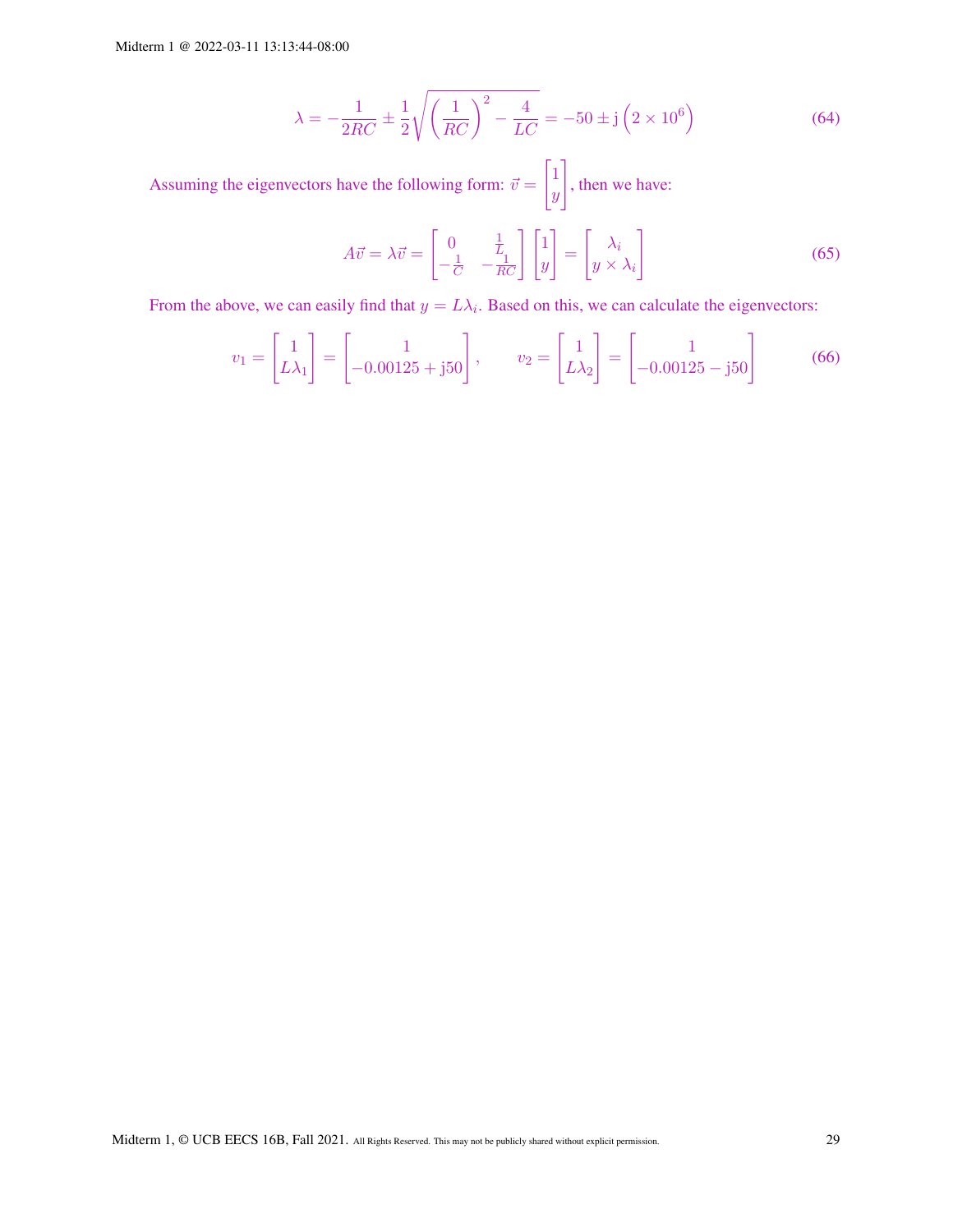$$\lambda = -\frac{1}{2RC} \pm \frac{1}{2}\sqrt{\left(\frac{1}{RC}\right)^2 - \frac{4}{LC}} = -50 \pm \mathrm{j}\left(2 \times 10^6\right) \tag{64}$$

Assuming the eigenvectors have the following form: $\vec{v} = \begin{bmatrix} 1 \\ y \end{bmatrix}$, then we have:

$$A\vec{v} = \lambda\vec{v} = \begin{bmatrix} 0 & \frac{1}{L} \\ -\frac{1}{C} & -\frac{1}{RC} \end{bmatrix} \begin{bmatrix} 1 \\ y \end{bmatrix} = \begin{bmatrix} \lambda_i \\ y \times \lambda_i \end{bmatrix} \tag{65}$$

From the above, we can easily find that $y = L\lambda_i$. Based on this, we can calculate the eigenvectors:

$$v_1 = \begin{bmatrix} 1 \\ L\lambda_1 \end{bmatrix} = \begin{bmatrix} 1 \\ -0.00125 + \mathrm{j}50 \end{bmatrix}, \qquad v_2 = \begin{bmatrix} 1 \\ L\lambda_2 \end{bmatrix} = \begin{bmatrix} 1 \\ -0.00125 - \mathrm{j}50 \end{bmatrix} \tag{66}$$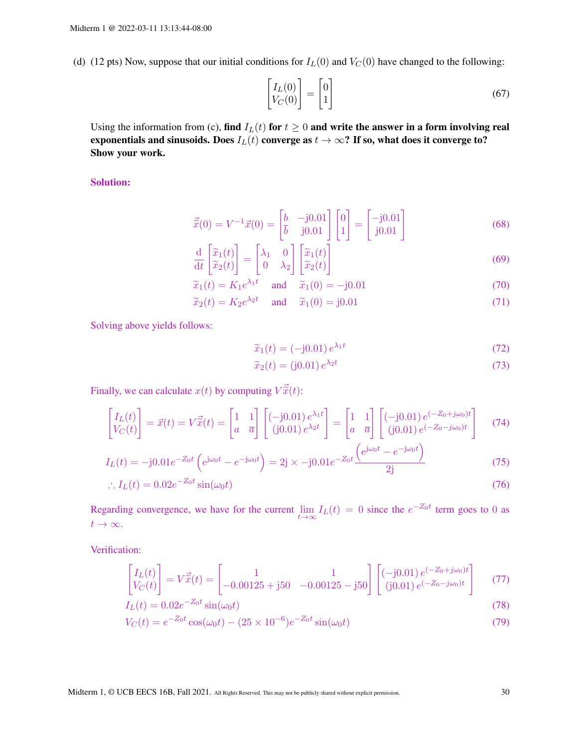(d) (12 pts) Now, suppose that our initial conditions for $I_L(0)$ and $V_C(0)$ have changed to the following:

$$\begin{bmatrix} I_L(0) \\ V_C(0) \end{bmatrix} = \begin{bmatrix} 0 \\ 1 \end{bmatrix} \tag{67}$$

Using the information from (c), **find $I_L(t)$ for $t \geq 0$ and write the answer in a form involving real exponentials and sinusoids. Does $I_L(t)$ converge as $t \to \infty$? If so, what does it converge to? Show your work.**

**Solution:**

$$\vec{\widetilde{x}}(0) = V^{-1}\vec{x}(0) = \begin{bmatrix} b & -\mathrm{j}0.01 \\ \overline{b} & \mathrm{j}0.01 \end{bmatrix} \begin{bmatrix} 0 \\ 1 \end{bmatrix} = \begin{bmatrix} -\mathrm{j}0.01 \\ \mathrm{j}0.01 \end{bmatrix} \tag{68}$$

$$\frac{\mathrm{d}}{\mathrm{d}t}\begin{bmatrix} \widetilde{x}_1(t) \\ \widetilde{x}_2(t) \end{bmatrix} = \begin{bmatrix} \lambda_1 & 0 \\ 0 & \lambda_2 \end{bmatrix} \begin{bmatrix} \widetilde{x}_1(t) \\ \widetilde{x}_2(t) \end{bmatrix} \tag{69}$$

$$\widetilde{x}_1(t) = K_1 e^{\lambda_1 t} \quad \text{and} \quad \widetilde{x}_1(0) = -\mathrm{j}0.01 \tag{70}$$

$$\widetilde{x}_2(t) = K_2 e^{\lambda_2 t} \quad \text{and} \quad \widetilde{x}_1(0) = \mathrm{j}0.01 \tag{71}$$

Solving above yields follows:

$$\widetilde{x}_1(t) = (-\mathrm{j}0.01)\, e^{\lambda_1 t} \tag{72}$$

$$\widetilde{x}_2(t) = (\mathrm{j}0.01)\, e^{\lambda_2 t} \tag{73}$$

Finally, we can calculate $x(t)$ by computing $V\vec{\widetilde{x}}(t)$:

$$\begin{bmatrix} I_L(t) \\ V_C(t) \end{bmatrix} = \vec{x}(t) = V\vec{\widetilde{x}}(t) = \begin{bmatrix} 1 & 1 \\ a & \overline{a} \end{bmatrix} \begin{bmatrix} (-\mathrm{j}0.01)\, e^{\lambda_1 t} \\ (\mathrm{j}0.01)\, e^{\lambda_2 t} \end{bmatrix} = \begin{bmatrix} 1 & 1 \\ a & \overline{a} \end{bmatrix} \begin{bmatrix} (-\mathrm{j}0.01)\, e^{(-Z_0 + j\omega_0)t} \\ (\mathrm{j}0.01)\, e^{(-Z_0 - j\omega_0)t} \end{bmatrix} \tag{74}$$

$$I_L(t) = -\mathrm{j}0.01 e^{-Z_0 t}\left(e^{\mathrm{j}\omega_0 t} - e^{-\mathrm{j}\omega_0 t}\right) = 2\mathrm{j} \times -\mathrm{j}0.01 e^{-Z_0 t}\frac{\left(e^{\mathrm{j}\omega_0 t} - e^{-\mathrm{j}\omega_0 t}\right)}{2\mathrm{j}} \tag{75}$$

$$\therefore I_L(t) = 0.02 e^{-Z_0 t}\sin(\omega_0 t) \tag{76}$$

Regarding convergence, we have for the current $\lim_{t\to\infty} I_L(t) = 0$ since the $e^{-Z_0 t}$ term goes to $0$ as $t \to \infty$.

Verification:

$$\begin{bmatrix} I_L(t) \\ V_C(t) \end{bmatrix} = V\vec{\widetilde{x}}(t) = \begin{bmatrix} 1 & 1 \\ -0.00125 + \mathrm{j}50 & -0.00125 - \mathrm{j}50 \end{bmatrix} \begin{bmatrix} (-\mathrm{j}0.01)\, e^{(-Z_0 + j\omega_0)t} \\ (\mathrm{j}0.01)\, e^{(-Z_0 - j\omega_0)t} \end{bmatrix} \tag{77}$$

$$I_L(t) = 0.02 e^{-Z_0 t}\sin(\omega_0 t) \tag{78}$$

$$V_C(t) = e^{-Z_0 t}\cos(\omega_0 t) - (25 \times 10^{-6}) e^{-Z_0 t}\sin(\omega_0 t) \tag{79}$$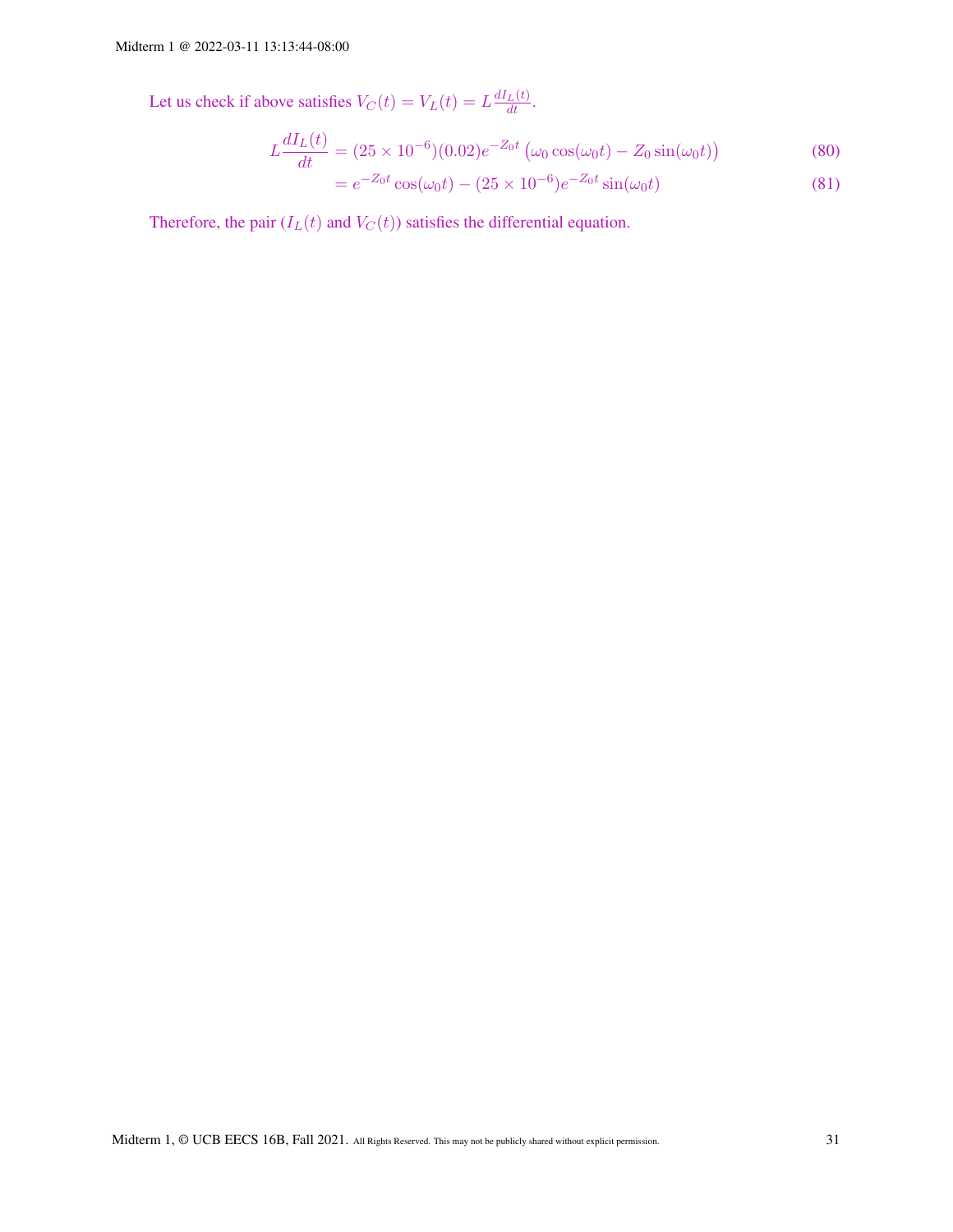Let us check if above satisfies $V_C(t) = V_L(t) = L\frac{dI_L(t)}{dt}$.

$$L\frac{dI_L(t)}{dt} = (25 \times 10^{-6})(0.02)e^{-Z_0 t}\left(\omega_0 \cos(\omega_0 t) - Z_0 \sin(\omega_0 t)\right) \tag{80}$$

$$= e^{-Z_0 t}\cos(\omega_0 t) - (25 \times 10^{-6})e^{-Z_0 t}\sin(\omega_0 t) \tag{81}$$

Therefore, the pair ($I_L(t)$ and $V_C(t)$) satisfies the differential equation.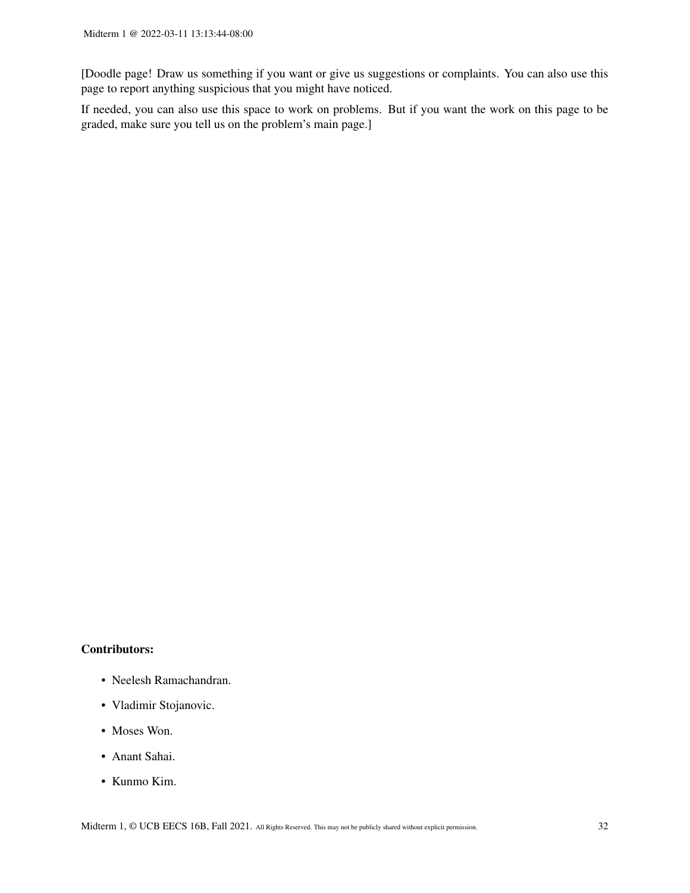[Doodle page! Draw us something if you want or give us suggestions or complaints. You can also use this page to report anything suspicious that you might have noticed.

If needed, you can also use this space to work on problems. But if you want the work on this page to be graded, make sure you tell us on the problem's main page.]

**Contributors:**

- Neelesh Ramachandran.
- Vladimir Stojanovic.
- Moses Won.
- Anant Sahai.
- Kunmo Kim.